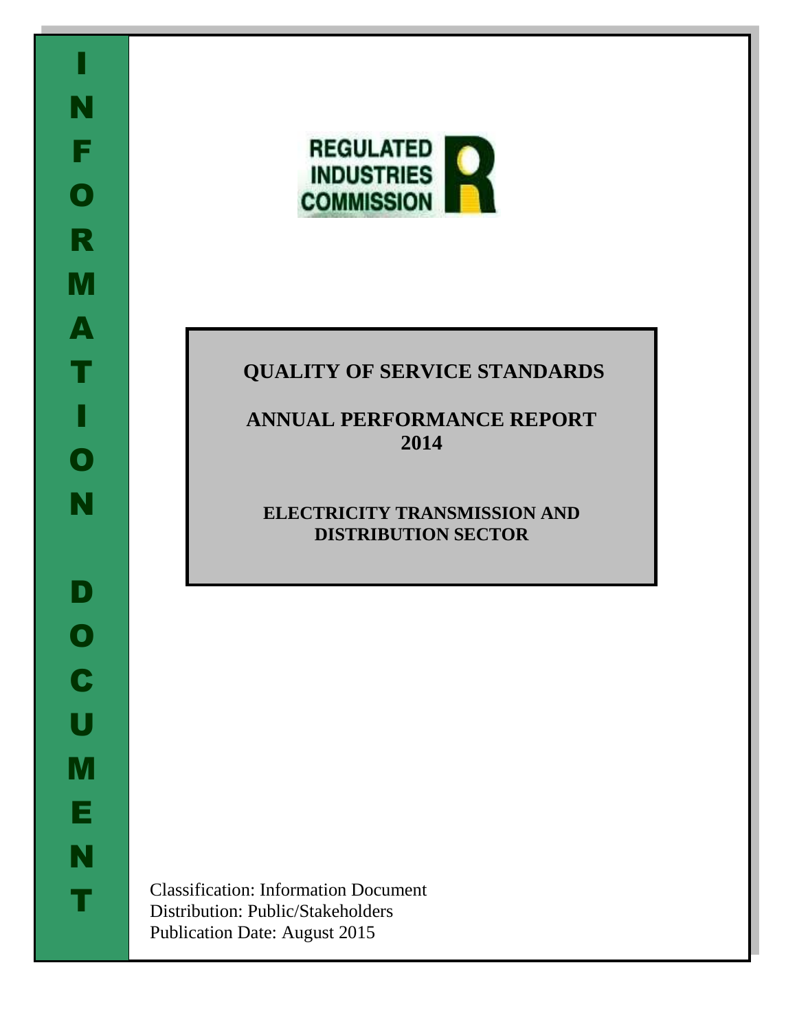INFORMATION DOCUMENT

REGULATED INDUSTRIES COMMISSION

# QUALITY OF SERVICE STANDARDS

# ANNUAL PERFORMANCE REPORT 2014

## ELECTRICITY TRANSMISSION AND DISTRIBUTION SECTOR

Classification: Information Document
Distribution: Public/Stakeholders
Publication Date: August 2015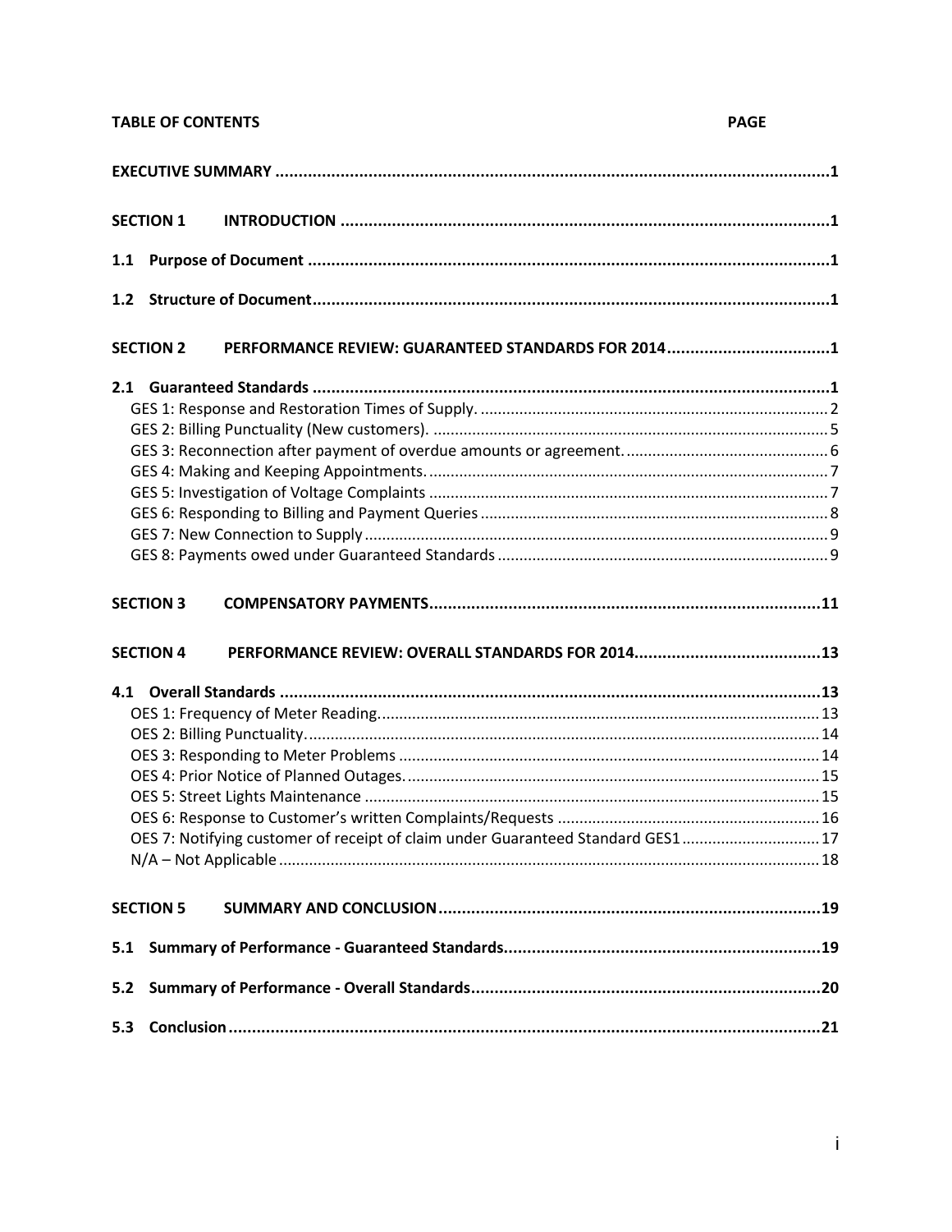**TABLE OF CONTENTS** **PAGE**

**EXECUTIVE SUMMARY ...................................................................................................................1**

**SECTION 1 INTRODUCTION .......................................................................................................1**

**1.1 Purpose of Document ...............................................................................................................1**

**1.2 Structure of Document...............................................................................................................1**

**SECTION 2 PERFORMANCE REVIEW: GUARANTEED STANDARDS FOR 2014..................................1**

**2.1 Guaranteed Standards ...............................................................................................................1**

GES 1: Response and Restoration Times of Supply. ................................................................................ 2

GES 2: Billing Punctuality (New customers). ........................................................................................... 5

GES 3: Reconnection after payment of overdue amounts or agreement. .............................................. 6

GES 4: Making and Keeping Appointments. ............................................................................................ 7

GES 5: Investigation of Voltage Complaints ............................................................................................ 7

GES 6: Responding to Billing and Payment Queries ................................................................................ 8

GES 7: New Connection to Supply ........................................................................................................... 9

GES 8: Payments owed under Guaranteed Standards ............................................................................ 9

**SECTION 3 COMPENSATORY PAYMENTS....................................................................................11**

**SECTION 4 PERFORMANCE REVIEW: OVERALL STANDARDS FOR 2014........................................13**

**4.1 Overall Standards ...................................................................................................................13**

OES 1: Frequency of Meter Reading..................................................................................................... 13

OES 2: Billing Punctuality....................................................................................................................... 14

OES 3: Responding to Meter Problems ................................................................................................. 14

OES 4: Prior Notice of Planned Outages................................................................................................ 15

OES 5: Street Lights Maintenance ......................................................................................................... 15

OES 6: Response to Customer's written Complaints/Requests ............................................................ 16

OES 7: Notifying customer of receipt of claim under Guaranteed Standard GES1 ................................ 17

N/A – Not Applicable ............................................................................................................................ 18

**SECTION 5 SUMMARY AND CONCLUSION.................................................................................19**

**5.1 Summary of Performance - Guaranteed Standards...................................................................19**

**5.2 Summary of Performance - Overall Standards..........................................................................20**

**5.3 Conclusion ..............................................................................................................................21**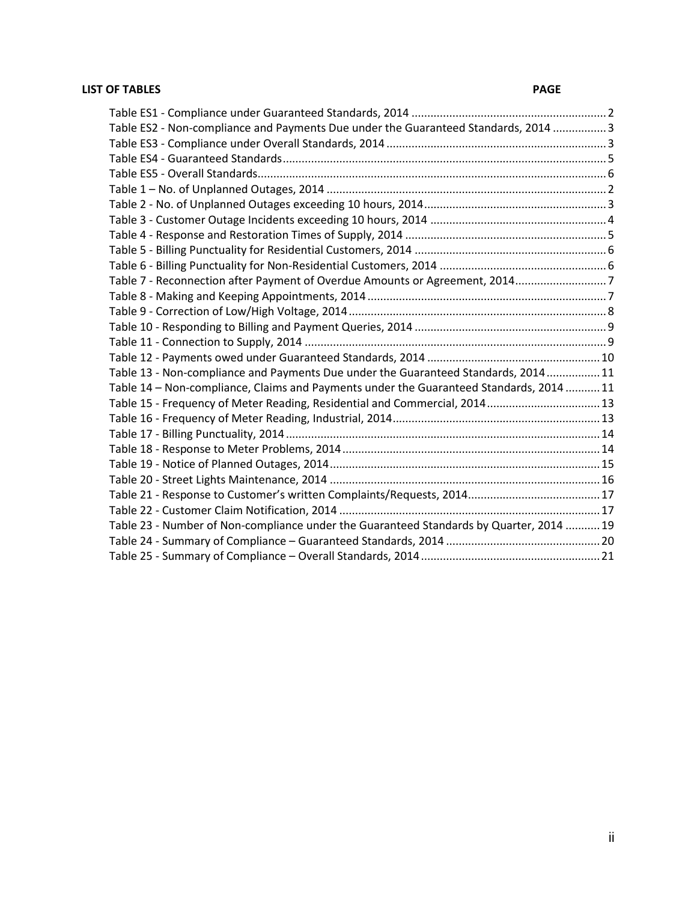**LIST OF TABLES** **PAGE**

| Table | Page |
|---|---|
| Table ES1 - Compliance under Guaranteed Standards, 2014 | 2 |
| Table ES2 - Non-compliance and Payments Due under the Guaranteed Standards, 2014 | 3 |
| Table ES3 - Compliance under Overall Standards, 2014 | 3 |
| Table ES4 - Guaranteed Standards | 5 |
| Table ES5 - Overall Standards | 6 |
| Table 1 – No. of Unplanned Outages, 2014 | 2 |
| Table 2 - No. of Unplanned Outages exceeding 10 hours, 2014 | 3 |
| Table 3 - Customer Outage Incidents exceeding 10 hours, 2014 | 4 |
| Table 4 - Response and Restoration Times of Supply, 2014 | 5 |
| Table 5 - Billing Punctuality for Residential Customers, 2014 | 6 |
| Table 6 - Billing Punctuality for Non-Residential Customers, 2014 | 6 |
| Table 7 - Reconnection after Payment of Overdue Amounts or Agreement, 2014 | 7 |
| Table 8 - Making and Keeping Appointments, 2014 | 7 |
| Table 9 - Correction of Low/High Voltage, 2014 | 8 |
| Table 10 - Responding to Billing and Payment Queries, 2014 | 9 |
| Table 11 - Connection to Supply, 2014 | 9 |
| Table 12 - Payments owed under Guaranteed Standards, 2014 | 10 |
| Table 13 - Non-compliance and Payments Due under the Guaranteed Standards, 2014 | 11 |
| Table 14 – Non-compliance, Claims and Payments under the Guaranteed Standards, 2014 | 11 |
| Table 15 - Frequency of Meter Reading, Residential and Commercial, 2014 | 13 |
| Table 16 - Frequency of Meter Reading, Industrial, 2014 | 13 |
| Table 17 - Billing Punctuality, 2014 | 14 |
| Table 18 - Response to Meter Problems, 2014 | 14 |
| Table 19 - Notice of Planned Outages, 2014 | 15 |
| Table 20 - Street Lights Maintenance, 2014 | 16 |
| Table 21 - Response to Customer's written Complaints/Requests, 2014 | 17 |
| Table 22 - Customer Claim Notification, 2014 | 17 |
| Table 23 - Number of Non-compliance under the Guaranteed Standards by Quarter, 2014 | 19 |
| Table 24 - Summary of Compliance – Guaranteed Standards, 2014 | 20 |
| Table 25 - Summary of Compliance – Overall Standards, 2014 | 21 |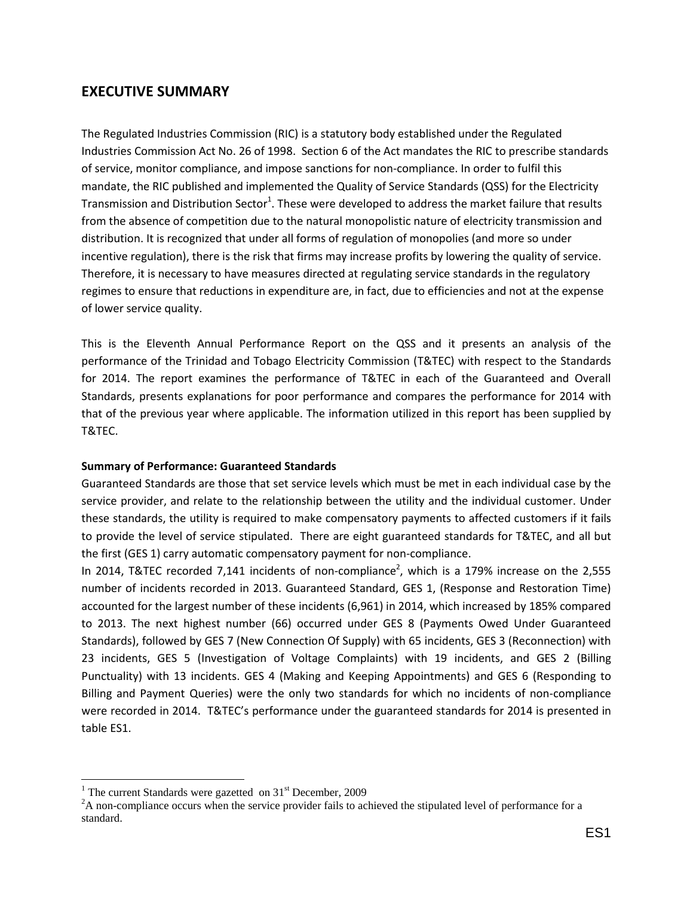## EXECUTIVE SUMMARY

The Regulated Industries Commission (RIC) is a statutory body established under the Regulated Industries Commission Act No. 26 of 1998. Section 6 of the Act mandates the RIC to prescribe standards of service, monitor compliance, and impose sanctions for non-compliance. In order to fulfil this mandate, the RIC published and implemented the Quality of Service Standards (QSS) for the Electricity Transmission and Distribution Sector[1]. These were developed to address the market failure that results from the absence of competition due to the natural monopolistic nature of electricity transmission and distribution. It is recognized that under all forms of regulation of monopolies (and more so under incentive regulation), there is the risk that firms may increase profits by lowering the quality of service. Therefore, it is necessary to have measures directed at regulating service standards in the regulatory regimes to ensure that reductions in expenditure are, in fact, due to efficiencies and not at the expense of lower service quality.

This is the Eleventh Annual Performance Report on the QSS and it presents an analysis of the performance of the Trinidad and Tobago Electricity Commission (T&TEC) with respect to the Standards for 2014. The report examines the performance of T&TEC in each of the Guaranteed and Overall Standards, presents explanations for poor performance and compares the performance for 2014 with that of the previous year where applicable. The information utilized in this report has been supplied by T&TEC.

**Summary of Performance: Guaranteed Standards**

Guaranteed Standards are those that set service levels which must be met in each individual case by the service provider, and relate to the relationship between the utility and the individual customer. Under these standards, the utility is required to make compensatory payments to affected customers if it fails to provide the level of service stipulated. There are eight guaranteed standards for T&TEC, and all but the first (GES 1) carry automatic compensatory payment for non-compliance.

In 2014, T&TEC recorded 7,141 incidents of non-compliance[2], which is a 179% increase on the 2,555 number of incidents recorded in 2013. Guaranteed Standard, GES 1, (Response and Restoration Time) accounted for the largest number of these incidents (6,961) in 2014, which increased by 185% compared to 2013. The next highest number (66) occurred under GES 8 (Payments Owed Under Guaranteed Standards), followed by GES 7 (New Connection Of Supply) with 65 incidents, GES 3 (Reconnection) with 23 incidents, GES 5 (Investigation of Voltage Complaints) with 19 incidents, and GES 2 (Billing Punctuality) with 13 incidents. GES 4 (Making and Keeping Appointments) and GES 6 (Responding to Billing and Payment Queries) were the only two standards for which no incidents of non-compliance were recorded in 2014. T&TEC's performance under the guaranteed standards for 2014 is presented in table ES1.

---

[1] The current Standards were gazetted on 31st December, 2009

[2] A non-compliance occurs when the service provider fails to achieved the stipulated level of performance for a standard.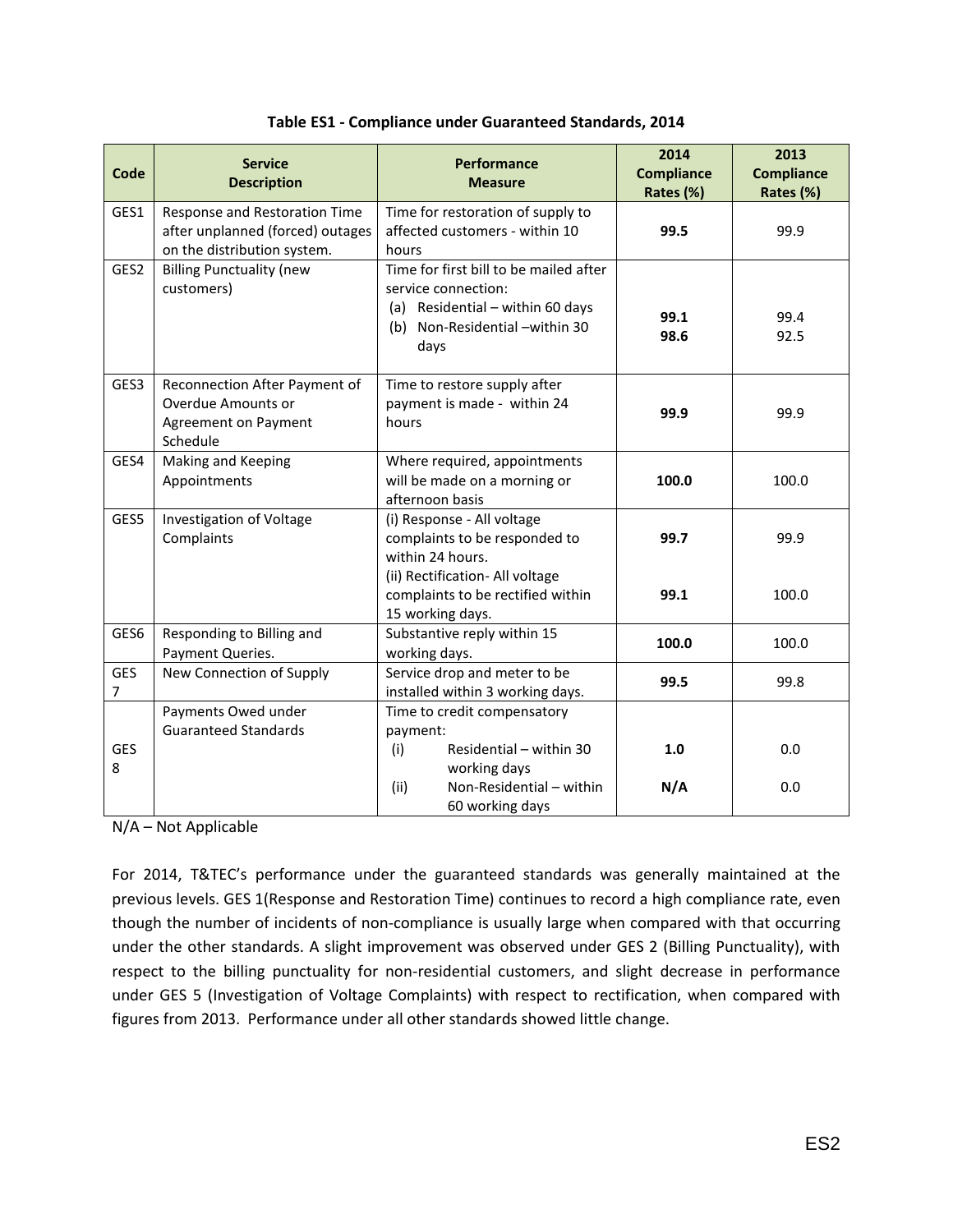**Table ES1 - Compliance under Guaranteed Standards, 2014**

| Code | Service Description | Performance Measure | 2014 Compliance Rates (%) | 2013 Compliance Rates (%) |
|---|---|---|---|---|
| GES1 | Response and Restoration Time after unplanned (forced) outages on the distribution system. | Time for restoration of supply to affected customers - within 10 hours | **99.5** | 99.9 |
| GES2 | Billing Punctuality (new customers) | Time for first bill to be mailed after service connection:<br>(a) Residential – within 60 days<br>(b) Non-Residential –within 30 days | **99.1**<br>**98.6** | 99.4<br>92.5 |
| GES3 | Reconnection After Payment of Overdue Amounts or Agreement on Payment Schedule | Time to restore supply after payment is made - within 24 hours | **99.9** | 99.9 |
| GES4 | Making and Keeping Appointments | Where required, appointments will be made on a morning or afternoon basis | **100.0** | 100.0 |
| GES5 | Investigation of Voltage Complaints | (i) Response - All voltage complaints to be responded to within 24 hours.<br>(ii) Rectification- All voltage complaints to be rectified within 15 working days. | **99.7**<br>**99.1** | 99.9<br>100.0 |
| GES6 | Responding to Billing and Payment Queries. | Substantive reply within 15 working days. | **100.0** | 100.0 |
| GES 7 | New Connection of Supply | Service drop and meter to be installed within 3 working days. | **99.5** | 99.8 |
| GES 8 | Payments Owed under Guaranteed Standards | Time to credit compensatory payment:<br>(i) Residential – within 30 working days<br>(ii) Non-Residential – within 60 working days | **1.0**<br>**N/A** | 0.0<br>0.0 |

N/A – Not Applicable

For 2014, T&TEC's performance under the guaranteed standards was generally maintained at the previous levels. GES 1(Response and Restoration Time) continues to record a high compliance rate, even though the number of incidents of non-compliance is usually large when compared with that occurring under the other standards. A slight improvement was observed under GES 2 (Billing Punctuality), with respect to the billing punctuality for non-residential customers, and slight decrease in performance under GES 5 (Investigation of Voltage Complaints) with respect to rectification, when compared with figures from 2013. Performance under all other standards showed little change.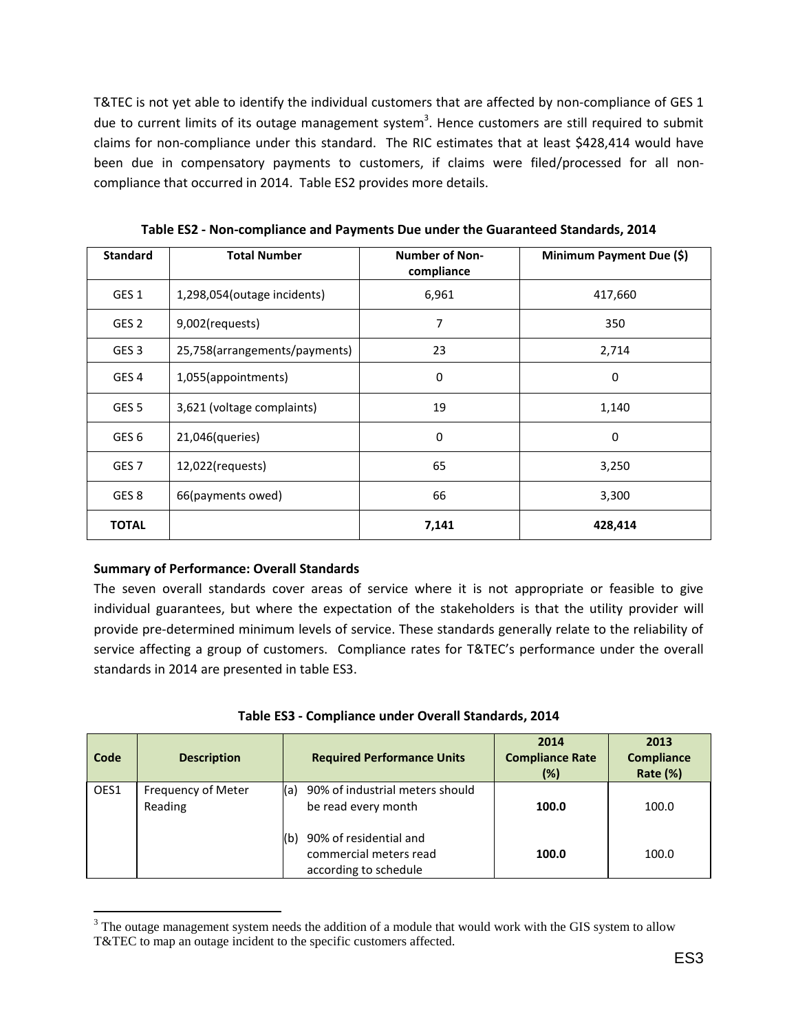T&TEC is not yet able to identify the individual customers that are affected by non-compliance of GES 1 due to current limits of its outage management system[3]. Hence customers are still required to submit claims for non-compliance under this standard. The RIC estimates that at least $428,414 would have been due in compensatory payments to customers, if claims were filed/processed for all non-compliance that occurred in 2014. Table ES2 provides more details.

**Table ES2 - Non-compliance and Payments Due under the Guaranteed Standards, 2014**

| Standard | Total Number | Number of Non-compliance | Minimum Payment Due ($) |
|---|---|---|---|
| GES 1 | 1,298,054(outage incidents) | 6,961 | 417,660 |
| GES 2 | 9,002(requests) | 7 | 350 |
| GES 3 | 25,758(arrangements/payments) | 23 | 2,714 |
| GES 4 | 1,055(appointments) | 0 | 0 |
| GES 5 | 3,621 (voltage complaints) | 19 | 1,140 |
| GES 6 | 21,046(queries) | 0 | 0 |
| GES 7 | 12,022(requests) | 65 | 3,250 |
| GES 8 | 66(payments owed) | 66 | 3,300 |
| **TOTAL** | | **7,141** | **428,414** |

**Summary of Performance: Overall Standards**

The seven overall standards cover areas of service where it is not appropriate or feasible to give individual guarantees, but where the expectation of the stakeholders is that the utility provider will provide pre-determined minimum levels of service. These standards generally relate to the reliability of service affecting a group of customers. Compliance rates for T&TEC's performance under the overall standards in 2014 are presented in table ES3.

**Table ES3 - Compliance under Overall Standards, 2014**

| Code | Description | Required Performance Units | 2014 Compliance Rate (%) | 2013 Compliance Rate (%) |
|---|---|---|---|---|
| OES1 | Frequency of Meter Reading | (a) 90% of industrial meters should be read every month | **100.0** | 100.0 |
| | | (b) 90% of residential and commercial meters read according to schedule | **100.0** | 100.0 |

[3] The outage management system needs the addition of a module that would work with the GIS system to allow T&TEC to map an outage incident to the specific customers affected.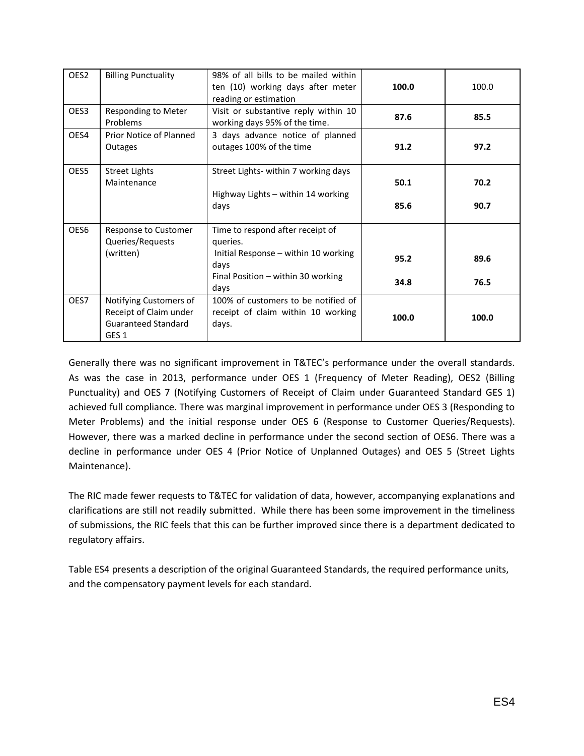| OES2 | Billing Punctuality | 98% of all bills to be mailed within ten (10) working days after meter reading or estimation | **100.0** | 100.0 |
|---|---|---|---|---|
| OES3 | Responding to Meter Problems | Visit or substantive reply within 10 working days 95% of the time. | **87.6** | **85.5** |
| OES4 | Prior Notice of Planned Outages | 3 days advance notice of planned outages 100% of the time | **91.2** | **97.2** |
| OES5 | Street Lights Maintenance | Street Lights- within 7 working days<br><br>Highway Lights – within 14 working days | **50.1**<br><br>**85.6** | **70.2**<br><br>**90.7** |
| OES6 | Response to Customer Queries/Requests (written) | Time to respond after receipt of queries.<br>Initial Response – within 10 working days<br>Final Position – within 30 working days | **95.2**<br><br>**34.8** | **89.6**<br><br>**76.5** |
| OES7 | Notifying Customers of Receipt of Claim under Guaranteed Standard GES 1 | 100% of customers to be notified of receipt of claim within 10 working days. | **100.0** | **100.0** |

Generally there was no significant improvement in T&TEC's performance under the overall standards. As was the case in 2013, performance under OES 1 (Frequency of Meter Reading), OES2 (Billing Punctuality) and OES 7 (Notifying Customers of Receipt of Claim under Guaranteed Standard GES 1) achieved full compliance. There was marginal improvement in performance under OES 3 (Responding to Meter Problems) and the initial response under OES 6 (Response to Customer Queries/Requests). However, there was a marked decline in performance under the second section of OES6. There was a decline in performance under OES 4 (Prior Notice of Unplanned Outages) and OES 5 (Street Lights Maintenance).

The RIC made fewer requests to T&TEC for validation of data, however, accompanying explanations and clarifications are still not readily submitted. While there has been some improvement in the timeliness of submissions, the RIC feels that this can be further improved since there is a department dedicated to regulatory affairs.

Table ES4 presents a description of the original Guaranteed Standards, the required performance units, and the compensatory payment levels for each standard.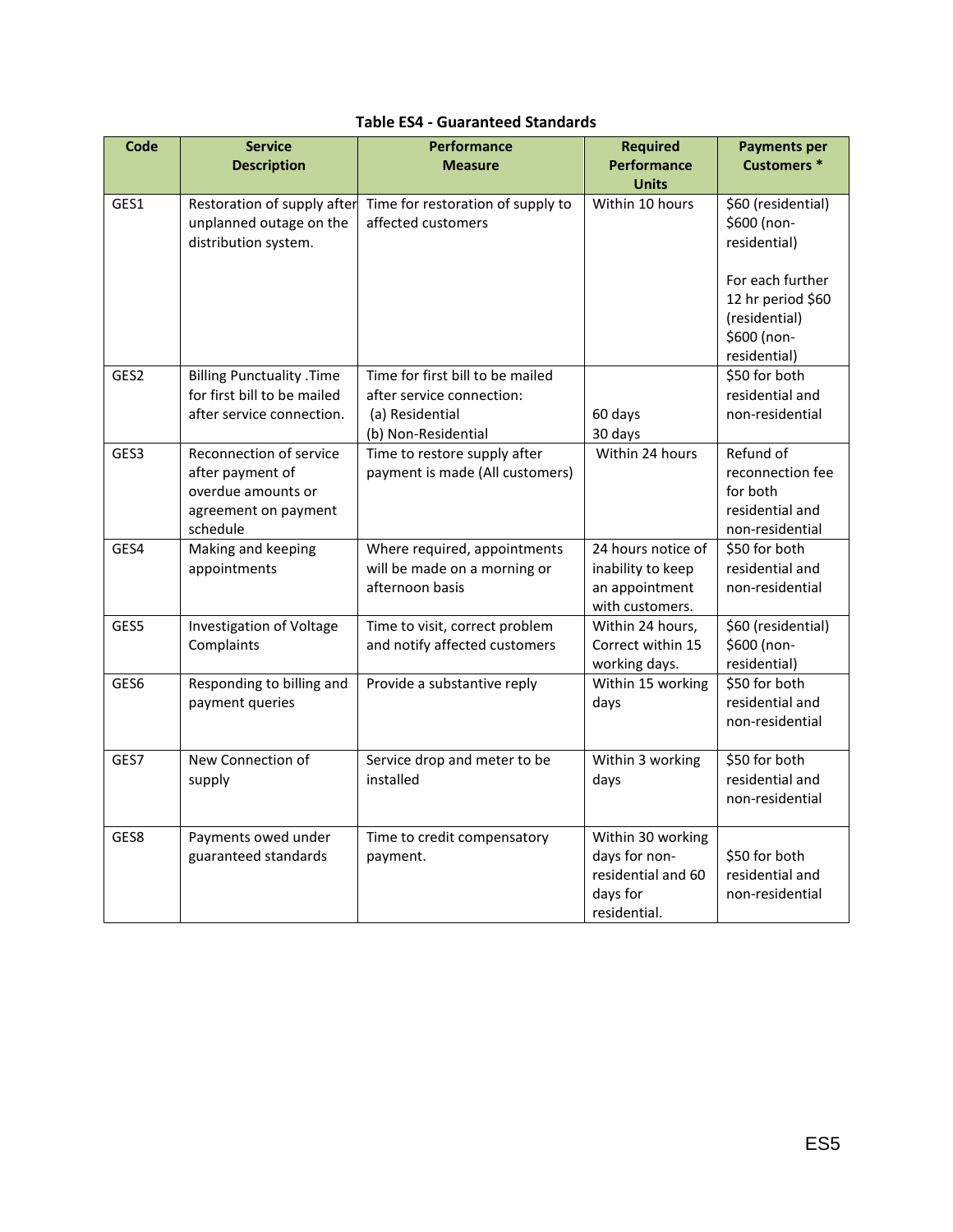**Table ES4 - Guaranteed Standards**

| Code | Service Description | Performance Measure | Required Performance Units | Payments per Customers * |
|---|---|---|---|---|
| GES1 | Restoration of supply after unplanned outage on the distribution system. | Time for restoration of supply to affected customers | Within 10 hours | $60 (residential) $600 (non-residential)<br><br>For each further 12 hr period $60 (residential) $600 (non-residential) |
| GES2 | Billing Punctuality .Time for first bill to be mailed after service connection. | Time for first bill to be mailed after service connection:<br>(a) Residential<br>(b) Non-Residential | <br><br>60 days<br>30 days | $50 for both residential and non-residential |
| GES3 | Reconnection of service after payment of overdue amounts or agreement on payment schedule | Time to restore supply after payment is made (All customers) | Within 24 hours | Refund of reconnection fee for both residential and non-residential |
| GES4 | Making and keeping appointments | Where required, appointments will be made on a morning or afternoon basis | 24 hours notice of inability to keep an appointment with customers. | $50 for both residential and non-residential |
| GES5 | Investigation of Voltage Complaints | Time to visit, correct problem and notify affected customers | Within 24 hours, Correct within 15 working days. | $60 (residential) $600 (non-residential) |
| GES6 | Responding to billing and payment queries | Provide a substantive reply | Within 15 working days | $50 for both residential and non-residential |
| GES7 | New Connection of supply | Service drop and meter to be installed | Within 3 working days | $50 for both residential and non-residential |
| GES8 | Payments owed under guaranteed standards | Time to credit compensatory payment. | Within 30 working days for non-residential and 60 days for residential. | $50 for both residential and non-residential |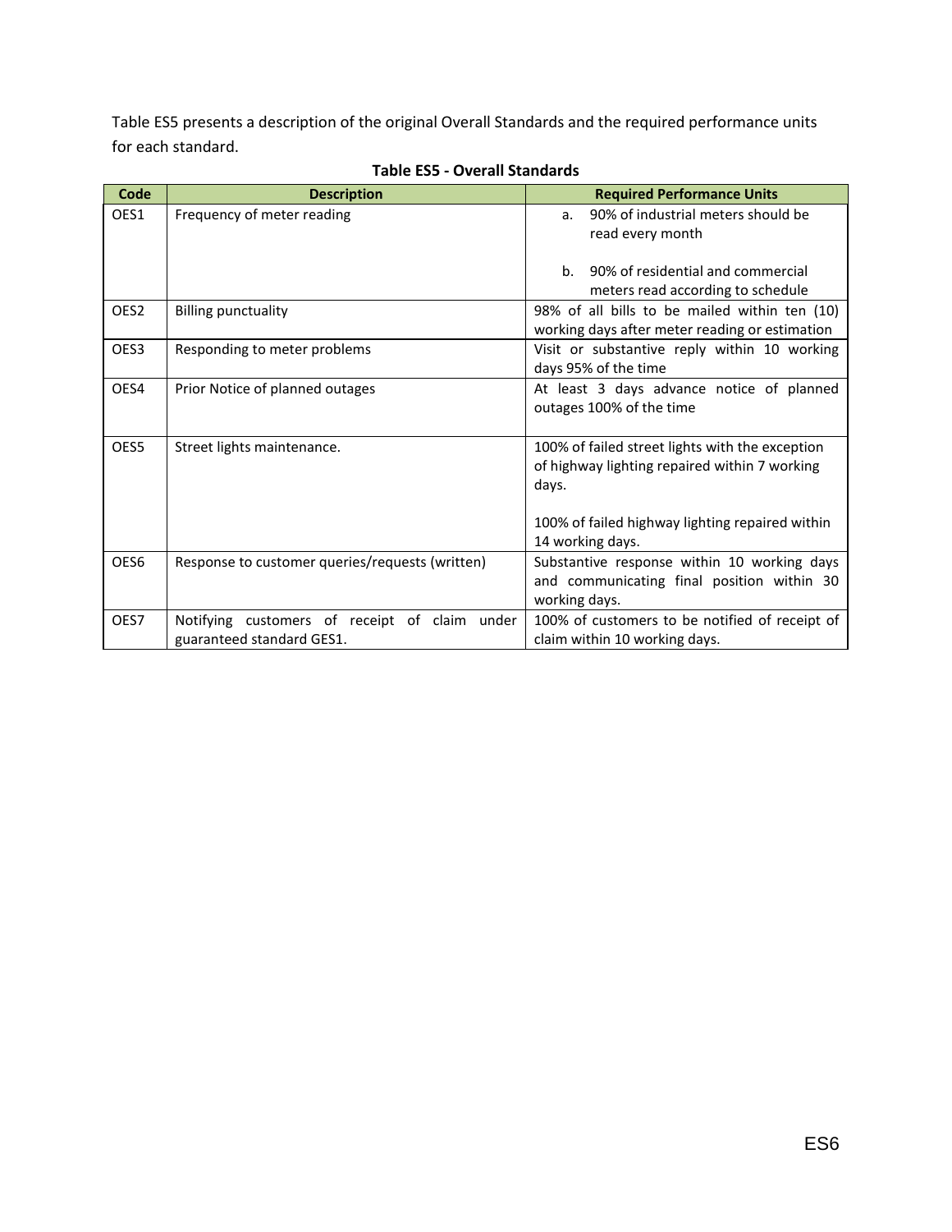Table ES5 presents a description of the original Overall Standards and the required performance units for each standard.

**Table ES5 - Overall Standards**

| Code | Description | Required Performance Units |
|---|---|---|
| OES1 | Frequency of meter reading | a. 90% of industrial meters should be read every month<br><br>b. 90% of residential and commercial meters read according to schedule |
| OES2 | Billing punctuality | 98% of all bills to be mailed within ten (10) working days after meter reading or estimation |
| OES3 | Responding to meter problems | Visit or substantive reply within 10 working days 95% of the time |
| OES4 | Prior Notice of planned outages | At least 3 days advance notice of planned outages 100% of the time |
| OES5 | Street lights maintenance. | 100% of failed street lights with the exception of highway lighting repaired within 7 working days.<br><br>100% of failed highway lighting repaired within 14 working days. |
| OES6 | Response to customer queries/requests (written) | Substantive response within 10 working days and communicating final position within 30 working days. |
| OES7 | Notifying customers of receipt of claim under guaranteed standard GES1. | 100% of customers to be notified of receipt of claim within 10 working days. |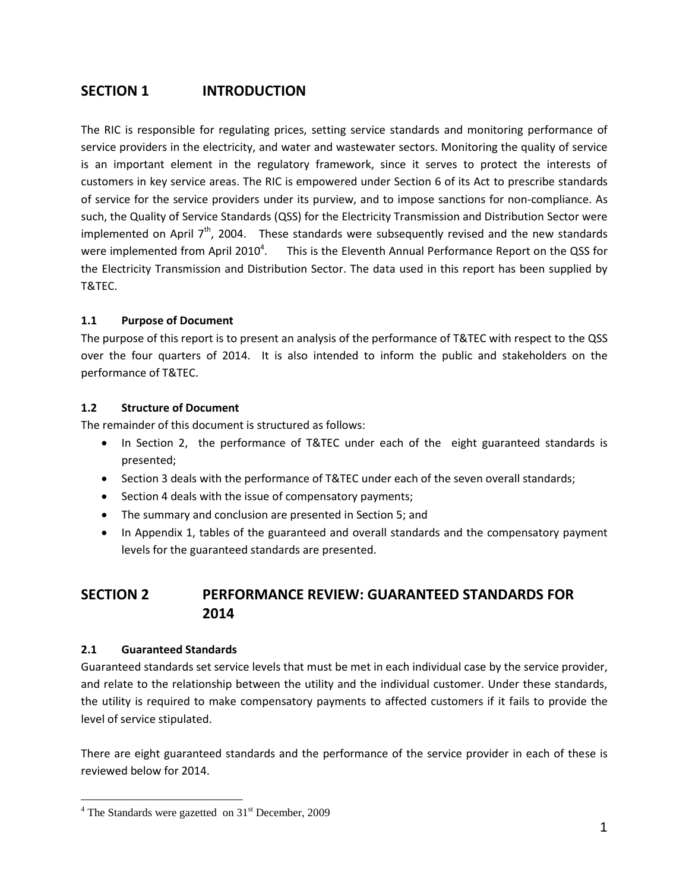# SECTION 1 INTRODUCTION

The RIC is responsible for regulating prices, setting service standards and monitoring performance of service providers in the electricity, and water and wastewater sectors. Monitoring the quality of service is an important element in the regulatory framework, since it serves to protect the interests of customers in key service areas. The RIC is empowered under Section 6 of its Act to prescribe standards of service for the service providers under its purview, and to impose sanctions for non-compliance. As such, the Quality of Service Standards (QSS) for the Electricity Transmission and Distribution Sector were implemented on April 7th, 2004. These standards were subsequently revised and the new standards were implemented from April 2010[4]. This is the Eleventh Annual Performance Report on the QSS for the Electricity Transmission and Distribution Sector. The data used in this report has been supplied by T&TEC.

### 1.1 Purpose of Document

The purpose of this report is to present an analysis of the performance of T&TEC with respect to the QSS over the four quarters of 2014. It is also intended to inform the public and stakeholders on the performance of T&TEC.

### 1.2 Structure of Document

The remainder of this document is structured as follows:

- In Section 2, the performance of T&TEC under each of the eight guaranteed standards is presented;
- Section 3 deals with the performance of T&TEC under each of the seven overall standards;
- Section 4 deals with the issue of compensatory payments;
- The summary and conclusion are presented in Section 5; and
- In Appendix 1, tables of the guaranteed and overall standards and the compensatory payment levels for the guaranteed standards are presented.

# SECTION 2 PERFORMANCE REVIEW: GUARANTEED STANDARDS FOR 2014

### 2.1 Guaranteed Standards

Guaranteed standards set service levels that must be met in each individual case by the service provider, and relate to the relationship between the utility and the individual customer. Under these standards, the utility is required to make compensatory payments to affected customers if it fails to provide the level of service stipulated.

There are eight guaranteed standards and the performance of the service provider in each of these is reviewed below for 2014.

[4] The Standards were gazetted on 31st December, 2009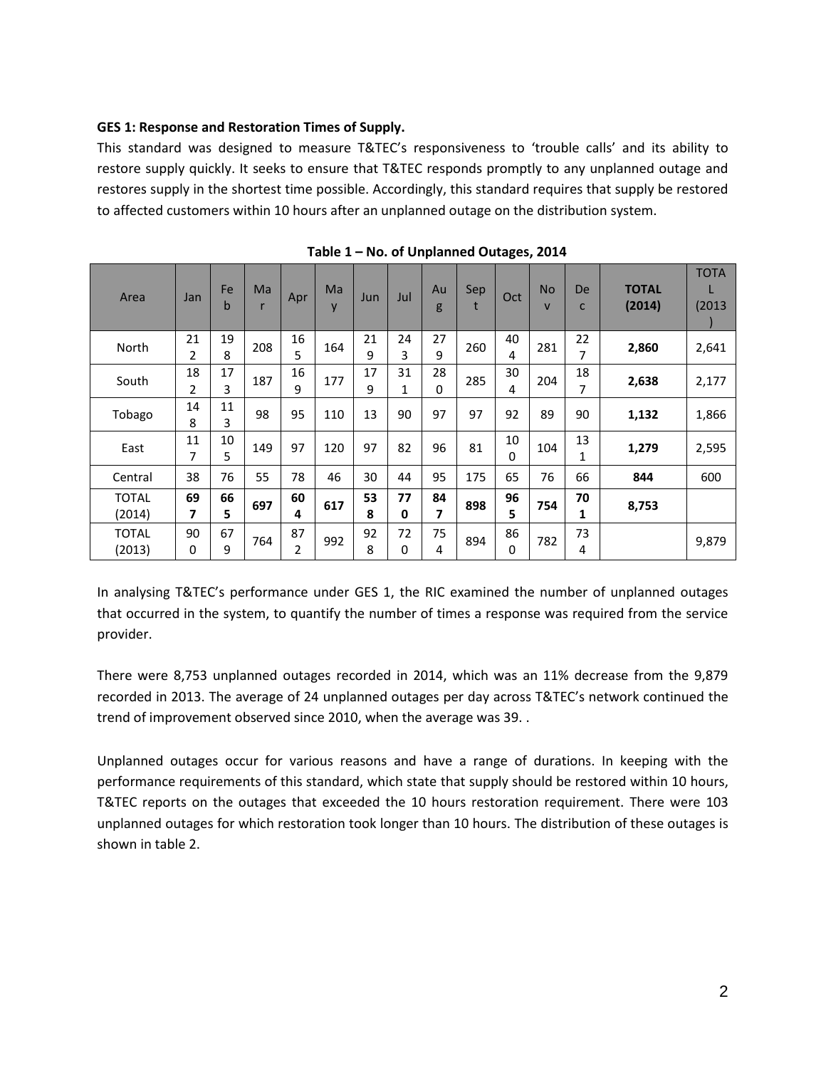**GES 1: Response and Restoration Times of Supply.**

This standard was designed to measure T&TEC's responsiveness to 'trouble calls' and its ability to restore supply quickly. It seeks to ensure that T&TEC responds promptly to any unplanned outage and restores supply in the shortest time possible. Accordingly, this standard requires that supply be restored to affected customers within 10 hours after an unplanned outage on the distribution system.

**Table 1 – No. of Unplanned Outages, 2014**

| Area | Jan | Feb | Mar | Apr | May | Jun | Jul | Aug | Sept | Oct | Nov | Dec | **TOTAL (2014)** | TOTAL (2013) |
|---|---|---|---|---|---|---|---|---|---|---|---|---|---|---|
| North | 212 | 198 | 208 | 165 | 164 | 219 | 243 | 279 | 260 | 404 | 281 | 227 | **2,860** | 2,641 |
| South | 182 | 173 | 187 | 169 | 177 | 179 | 311 | 280 | 285 | 304 | 204 | 187 | **2,638** | 2,177 |
| Tobago | 148 | 113 | 98 | 95 | 110 | 13 | 90 | 97 | 97 | 92 | 89 | 90 | **1,132** | 1,866 |
| East | 117 | 105 | 149 | 97 | 120 | 97 | 82 | 96 | 81 | 100 | 104 | 131 | **1,279** | 2,595 |
| Central | 38 | 76 | 55 | 78 | 46 | 30 | 44 | 95 | 175 | 65 | 76 | 66 | **844** | 600 |
| TOTAL (2014) | **697** | **665** | **697** | **604** | **617** | **538** | **770** | **847** | **898** | **965** | **754** | **701** | **8,753** | |
| TOTAL (2013) | 900 | 679 | 764 | 872 | 992 | 928 | 720 | 754 | 894 | 860 | 782 | 734 | | 9,879 |

In analysing T&TEC's performance under GES 1, the RIC examined the number of unplanned outages that occurred in the system, to quantify the number of times a response was required from the service provider.

There were 8,753 unplanned outages recorded in 2014, which was an 11% decrease from the 9,879 recorded in 2013. The average of 24 unplanned outages per day across T&TEC's network continued the trend of improvement observed since 2010, when the average was 39. .

Unplanned outages occur for various reasons and have a range of durations. In keeping with the performance requirements of this standard, which state that supply should be restored within 10 hours, T&TEC reports on the outages that exceeded the 10 hours restoration requirement. There were 103 unplanned outages for which restoration took longer than 10 hours. The distribution of these outages is shown in table 2.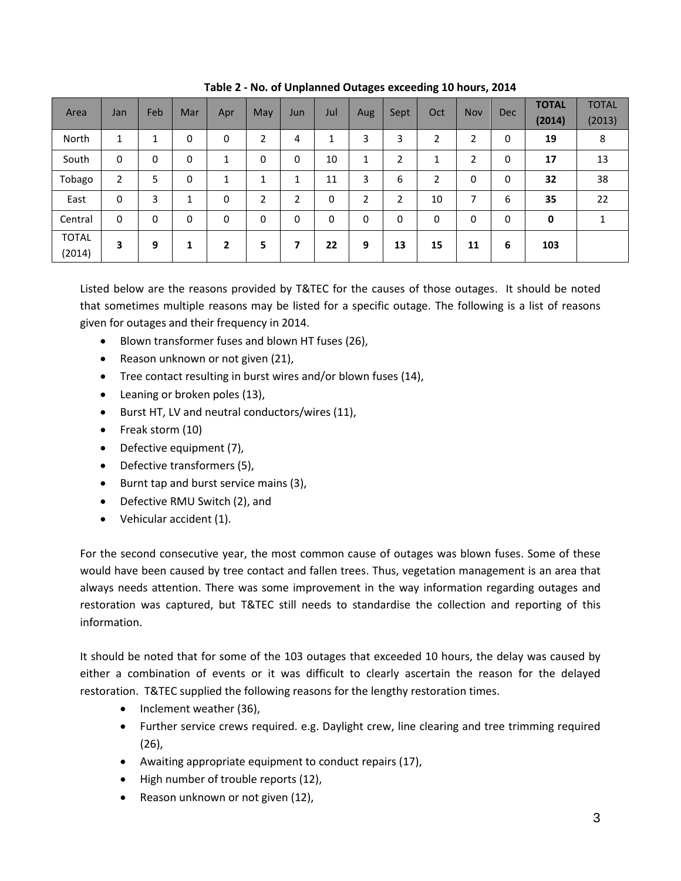**Table 2 - No. of Unplanned Outages exceeding 10 hours, 2014**

| Area | Jan | Feb | Mar | Apr | May | Jun | Jul | Aug | Sept | Oct | Nov | Dec | **TOTAL (2014)** | TOTAL (2013) |
|---|---|---|---|---|---|---|---|---|---|---|---|---|---|---|
| North | 1 | 1 | 0 | 0 | 2 | 4 | 1 | 3 | 3 | 2 | 2 | 0 | **19** | 8 |
| South | 0 | 0 | 0 | 1 | 0 | 0 | 10 | 1 | 2 | 1 | 2 | 0 | **17** | 13 |
| Tobago | 2 | 5 | 0 | 1 | 1 | 1 | 11 | 3 | 6 | 2 | 0 | 0 | **32** | 38 |
| East | 0 | 3 | 1 | 0 | 2 | 2 | 0 | 2 | 2 | 10 | 7 | 6 | **35** | 22 |
| Central | 0 | 0 | 0 | 0 | 0 | 0 | 0 | 0 | 0 | 0 | 0 | 0 | **0** | 1 |
| TOTAL (2014) | **3** | **9** | **1** | **2** | **5** | **7** | **22** | **9** | **13** | **15** | **11** | **6** | **103** | |

Listed below are the reasons provided by T&TEC for the causes of those outages. It should be noted that sometimes multiple reasons may be listed for a specific outage. The following is a list of reasons given for outages and their frequency in 2014.

- Blown transformer fuses and blown HT fuses (26),
- Reason unknown or not given (21),
- Tree contact resulting in burst wires and/or blown fuses (14),
- Leaning or broken poles (13),
- Burst HT, LV and neutral conductors/wires (11),
- Freak storm (10)
- Defective equipment (7),
- Defective transformers (5),
- Burnt tap and burst service mains (3),
- Defective RMU Switch (2), and
- Vehicular accident (1).

For the second consecutive year, the most common cause of outages was blown fuses. Some of these would have been caused by tree contact and fallen trees. Thus, vegetation management is an area that always needs attention. There was some improvement in the way information regarding outages and restoration was captured, but T&TEC still needs to standardise the collection and reporting of this information.

It should be noted that for some of the 103 outages that exceeded 10 hours, the delay was caused by either a combination of events or it was difficult to clearly ascertain the reason for the delayed restoration. T&TEC supplied the following reasons for the lengthy restoration times.

- Inclement weather (36),
- Further service crews required. e.g. Daylight crew, line clearing and tree trimming required (26),
- Awaiting appropriate equipment to conduct repairs (17),
- High number of trouble reports (12),
- Reason unknown or not given (12),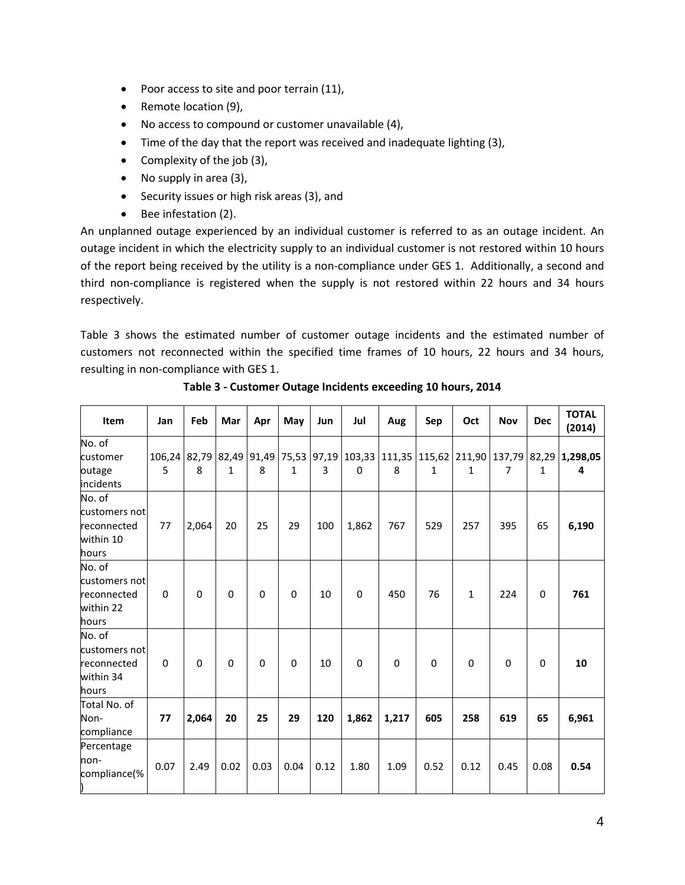- Poor access to site and poor terrain (11),
- Remote location (9),
- No access to compound or customer unavailable (4),
- Time of the day that the report was received and inadequate lighting (3),
- Complexity of the job (3),
- No supply in area (3),
- Security issues or high risk areas (3), and
- Bee infestation (2).

An unplanned outage experienced by an individual customer is referred to as an outage incident. An outage incident in which the electricity supply to an individual customer is not restored within 10 hours of the report being received by the utility is a non-compliance under GES 1. Additionally, a second and third non-compliance is registered when the supply is not restored within 22 hours and 34 hours respectively.

Table 3 shows the estimated number of customer outage incidents and the estimated number of customers not reconnected within the specified time frames of 10 hours, 22 hours and 34 hours, resulting in non-compliance with GES 1.

**Table 3 - Customer Outage Incidents exceeding 10 hours, 2014**

| Item | Jan | Feb | Mar | Apr | May | Jun | Jul | Aug | Sep | Oct | Nov | Dec | TOTAL (2014) |
|---|---|---|---|---|---|---|---|---|---|---|---|---|---|
| No. of customer outage incidents | 106,245 | 82,798 | 82,491 | 91,498 | 75,531 | 97,193 | 103,330 | 111,358 | 115,621 | 211,901 | 137,797 | 82,291 | **1,298,054** |
| No. of customers not reconnected within 10 hours | 77 | 2,064 | 20 | 25 | 29 | 100 | 1,862 | 767 | 529 | 257 | 395 | 65 | **6,190** |
| No. of customers not reconnected within 22 hours | 0 | 0 | 0 | 0 | 0 | 10 | 0 | 450 | 76 | 1 | 224 | 0 | **761** |
| No. of customers not reconnected within 34 hours | 0 | 0 | 0 | 0 | 0 | 10 | 0 | 0 | 0 | 0 | 0 | 0 | **10** |
| Total No. of Non-compliance | **77** | **2,064** | **20** | **25** | **29** | **120** | **1,862** | **1,217** | **605** | **258** | **619** | **65** | **6,961** |
| Percentage non-compliance(%) | 0.07 | 2.49 | 0.02 | 0.03 | 0.04 | 0.12 | 1.80 | 1.09 | 0.52 | 0.12 | 0.45 | 0.08 | **0.54** |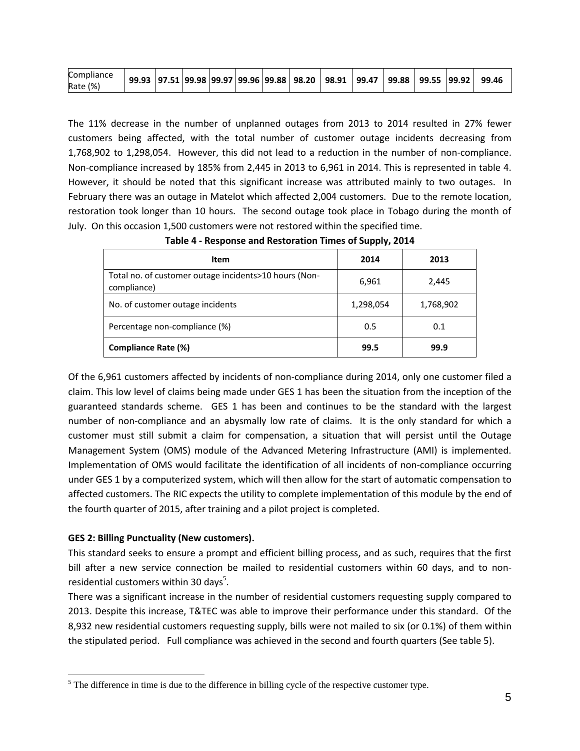| Compliance Rate (%) | **99.93** | **97.51** | **99.98** | **99.97** | **99.96** | **99.88** | **98.20** | **98.91** | **99.47** | **99.88** | **99.55** | **99.92** | **99.46** |
|---|---|---|---|---|---|---|---|---|---|---|---|---|---|

The 11% decrease in the number of unplanned outages from 2013 to 2014 resulted in 27% fewer customers being affected, with the total number of customer outage incidents decreasing from 1,768,902 to 1,298,054. However, this did not lead to a reduction in the number of non-compliance. Non-compliance increased by 185% from 2,445 in 2013 to 6,961 in 2014. This is represented in table 4. However, it should be noted that this significant increase was attributed mainly to two outages. In February there was an outage in Matelot which affected 2,004 customers. Due to the remote location, restoration took longer than 10 hours. The second outage took place in Tobago during the month of July. On this occasion 1,500 customers were not restored within the specified time.

**Table 4 - Response and Restoration Times of Supply, 2014**

| Item | 2014 | 2013 |
|---|---|---|
| Total no. of customer outage incidents>10 hours (Non-compliance) | 6,961 | 2,445 |
| No. of customer outage incidents | 1,298,054 | 1,768,902 |
| Percentage non-compliance (%) | 0.5 | 0.1 |
| **Compliance Rate (%)** | **99.5** | **99.9** |

Of the 6,961 customers affected by incidents of non-compliance during 2014, only one customer filed a claim. This low level of claims being made under GES 1 has been the situation from the inception of the guaranteed standards scheme. GES 1 has been and continues to be the standard with the largest number of non-compliance and an abysmally low rate of claims. It is the only standard for which a customer must still submit a claim for compensation, a situation that will persist until the Outage Management System (OMS) module of the Advanced Metering Infrastructure (AMI) is implemented. Implementation of OMS would facilitate the identification of all incidents of non-compliance occurring under GES 1 by a computerized system, which will then allow for the start of automatic compensation to affected customers. The RIC expects the utility to complete implementation of this module by the end of the fourth quarter of 2015, after training and a pilot project is completed.

**GES 2: Billing Punctuality (New customers).**

This standard seeks to ensure a prompt and efficient billing process, and as such, requires that the first bill after a new service connection be mailed to residential customers within 60 days, and to non-residential customers within 30 days[5].

There was a significant increase in the number of residential customers requesting supply compared to 2013. Despite this increase, T&TEC was able to improve their performance under this standard. Of the 8,932 new residential customers requesting supply, bills were not mailed to six (or 0.1%) of them within the stipulated period. Full compliance was achieved in the second and fourth quarters (See table 5).

[5] The difference in time is due to the difference in billing cycle of the respective customer type.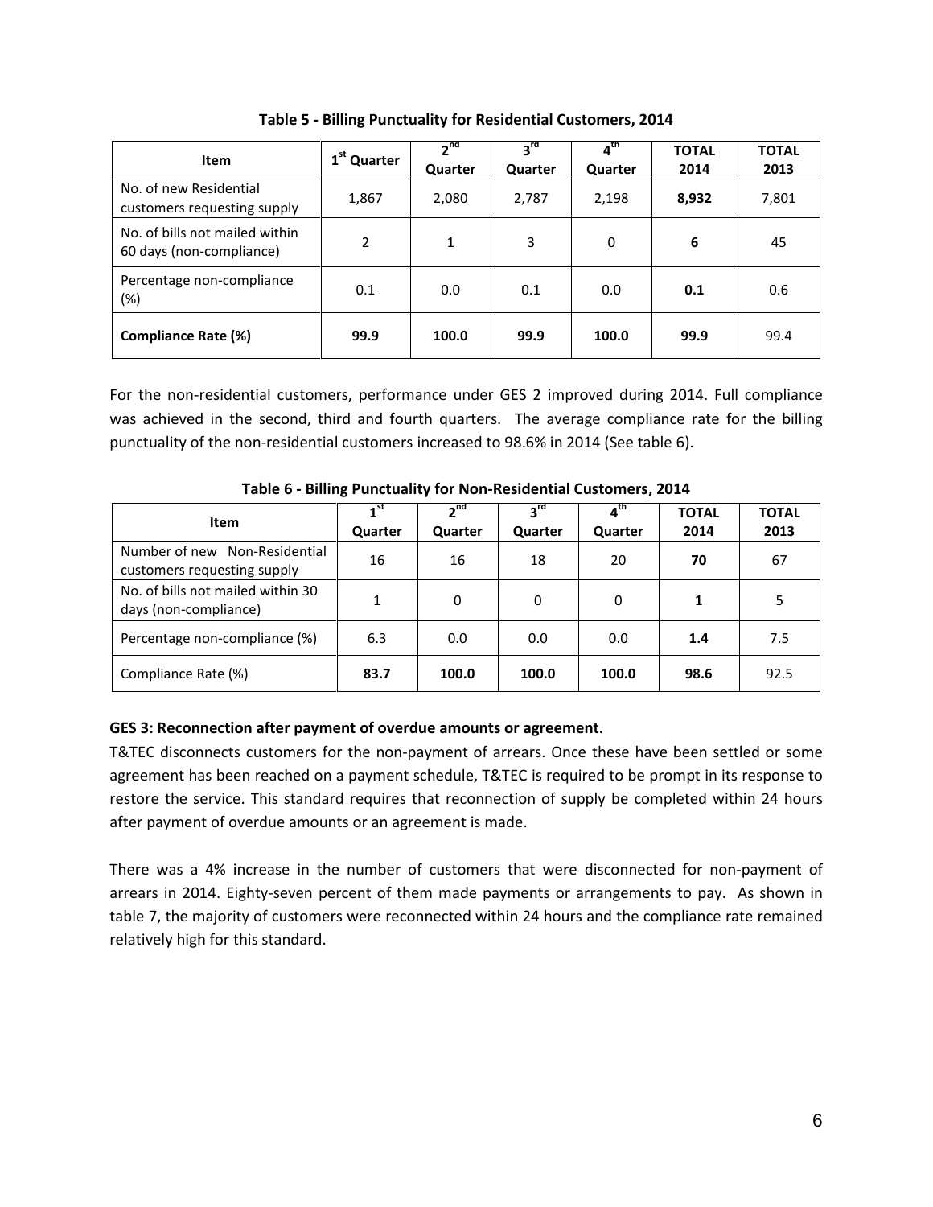**Table 5 - Billing Punctuality for Residential Customers, 2014**

| Item | 1st Quarter | 2nd Quarter | 3rd Quarter | 4th Quarter | TOTAL 2014 | TOTAL 2013 |
|---|---|---|---|---|---|---|
| No. of new Residential customers requesting supply | 1,867 | 2,080 | 2,787 | 2,198 | **8,932** | 7,801 |
| No. of bills not mailed within 60 days (non-compliance) | 2 | 1 | 3 | 0 | **6** | 45 |
| Percentage non-compliance (%) | 0.1 | 0.0 | 0.1 | 0.0 | **0.1** | 0.6 |
| **Compliance Rate (%)** | **99.9** | **100.0** | **99.9** | **100.0** | **99.9** | 99.4 |

For the non-residential customers, performance under GES 2 improved during 2014. Full compliance was achieved in the second, third and fourth quarters. The average compliance rate for the billing punctuality of the non-residential customers increased to 98.6% in 2014 (See table 6).

**Table 6 - Billing Punctuality for Non-Residential Customers, 2014**

| Item | 1st Quarter | 2nd Quarter | 3rd Quarter | 4th Quarter | TOTAL 2014 | TOTAL 2013 |
|---|---|---|---|---|---|---|
| Number of new Non-Residential customers requesting supply | 16 | 16 | 18 | 20 | **70** | 67 |
| No. of bills not mailed within 30 days (non-compliance) | 1 | 0 | 0 | 0 | **1** | 5 |
| Percentage non-compliance (%) | 6.3 | 0.0 | 0.0 | 0.0 | **1.4** | 7.5 |
| Compliance Rate (%) | **83.7** | **100.0** | **100.0** | **100.0** | **98.6** | 92.5 |

**GES 3: Reconnection after payment of overdue amounts or agreement.**

T&TEC disconnects customers for the non-payment of arrears. Once these have been settled or some agreement has been reached on a payment schedule, T&TEC is required to be prompt in its response to restore the service. This standard requires that reconnection of supply be completed within 24 hours after payment of overdue amounts or an agreement is made.

There was a 4% increase in the number of customers that were disconnected for non-payment of arrears in 2014. Eighty-seven percent of them made payments or arrangements to pay. As shown in table 7, the majority of customers were reconnected within 24 hours and the compliance rate remained relatively high for this standard.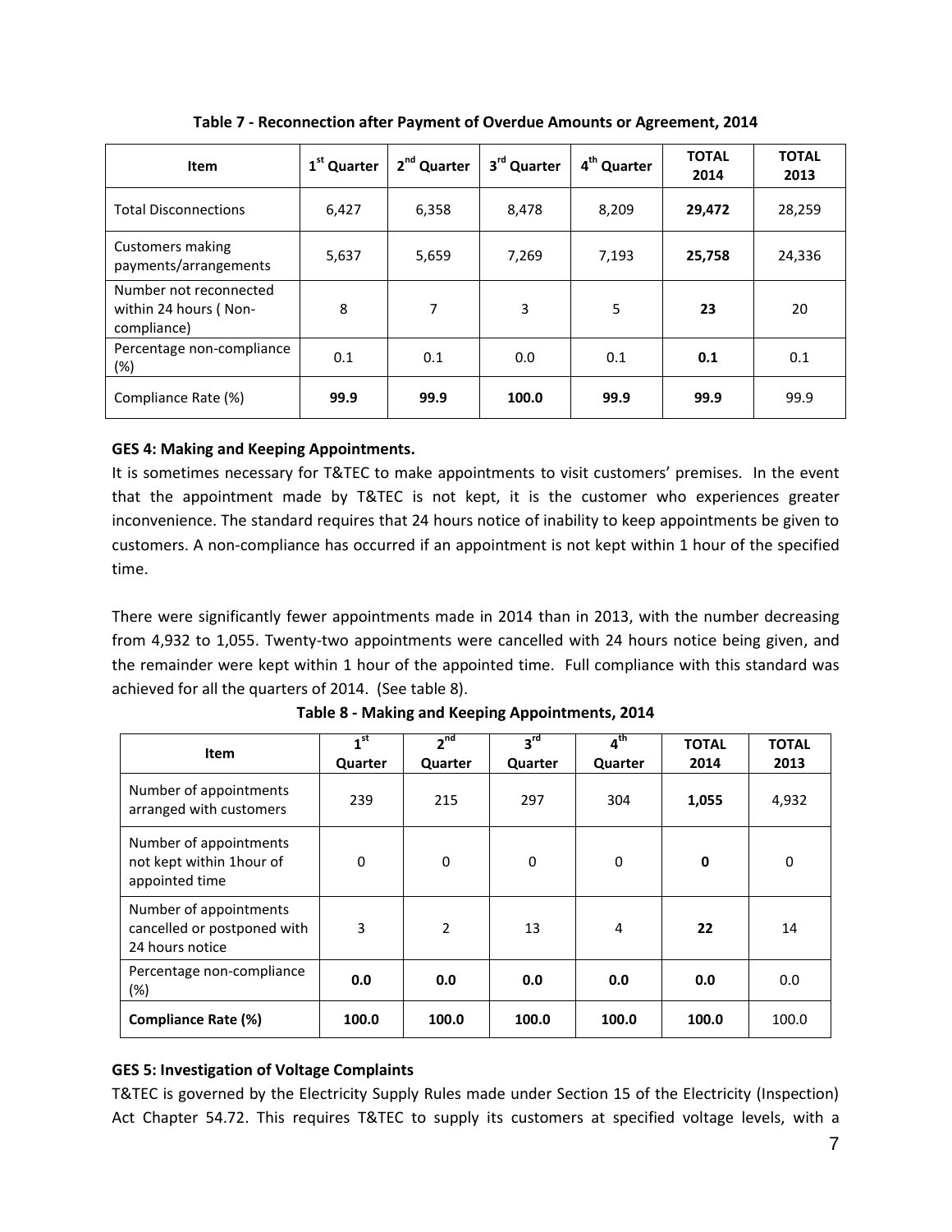**Table 7 - Reconnection after Payment of Overdue Amounts or Agreement, 2014**

| Item | 1st Quarter | 2nd Quarter | 3rd Quarter | 4th Quarter | TOTAL 2014 | TOTAL 2013 |
|---|---|---|---|---|---|---|
| Total Disconnections | 6,427 | 6,358 | 8,478 | 8,209 | **29,472** | 28,259 |
| Customers making payments/arrangements | 5,637 | 5,659 | 7,269 | 7,193 | **25,758** | 24,336 |
| Number not reconnected within 24 hours ( Non-compliance) | 8 | 7 | 3 | 5 | **23** | 20 |
| Percentage non-compliance (%) | 0.1 | 0.1 | 0.0 | 0.1 | **0.1** | 0.1 |
| Compliance Rate (%) | **99.9** | **99.9** | **100.0** | **99.9** | **99.9** | 99.9 |

**GES 4: Making and Keeping Appointments.**

It is sometimes necessary for T&TEC to make appointments to visit customers' premises. In the event that the appointment made by T&TEC is not kept, it is the customer who experiences greater inconvenience. The standard requires that 24 hours notice of inability to keep appointments be given to customers. A non-compliance has occurred if an appointment is not kept within 1 hour of the specified time.

There were significantly fewer appointments made in 2014 than in 2013, with the number decreasing from 4,932 to 1,055. Twenty-two appointments were cancelled with 24 hours notice being given, and the remainder were kept within 1 hour of the appointed time. Full compliance with this standard was achieved for all the quarters of 2014. (See table 8).

**Table 8 - Making and Keeping Appointments, 2014**

| Item | 1st Quarter | 2nd Quarter | 3rd Quarter | 4th Quarter | TOTAL 2014 | TOTAL 2013 |
|---|---|---|---|---|---|---|
| Number of appointments arranged with customers | 239 | 215 | 297 | 304 | **1,055** | 4,932 |
| Number of appointments not kept within 1hour of appointed time | 0 | 0 | 0 | 0 | **0** | 0 |
| Number of appointments cancelled or postponed with 24 hours notice | 3 | 2 | 13 | 4 | **22** | 14 |
| Percentage non-compliance (%) | **0.0** | **0.0** | **0.0** | **0.0** | **0.0** | 0.0 |
| **Compliance Rate (%)** | **100.0** | **100.0** | **100.0** | **100.0** | **100.0** | 100.0 |

**GES 5: Investigation of Voltage Complaints**

T&TEC is governed by the Electricity Supply Rules made under Section 15 of the Electricity (Inspection) Act Chapter 54.72. This requires T&TEC to supply its customers at specified voltage levels, with a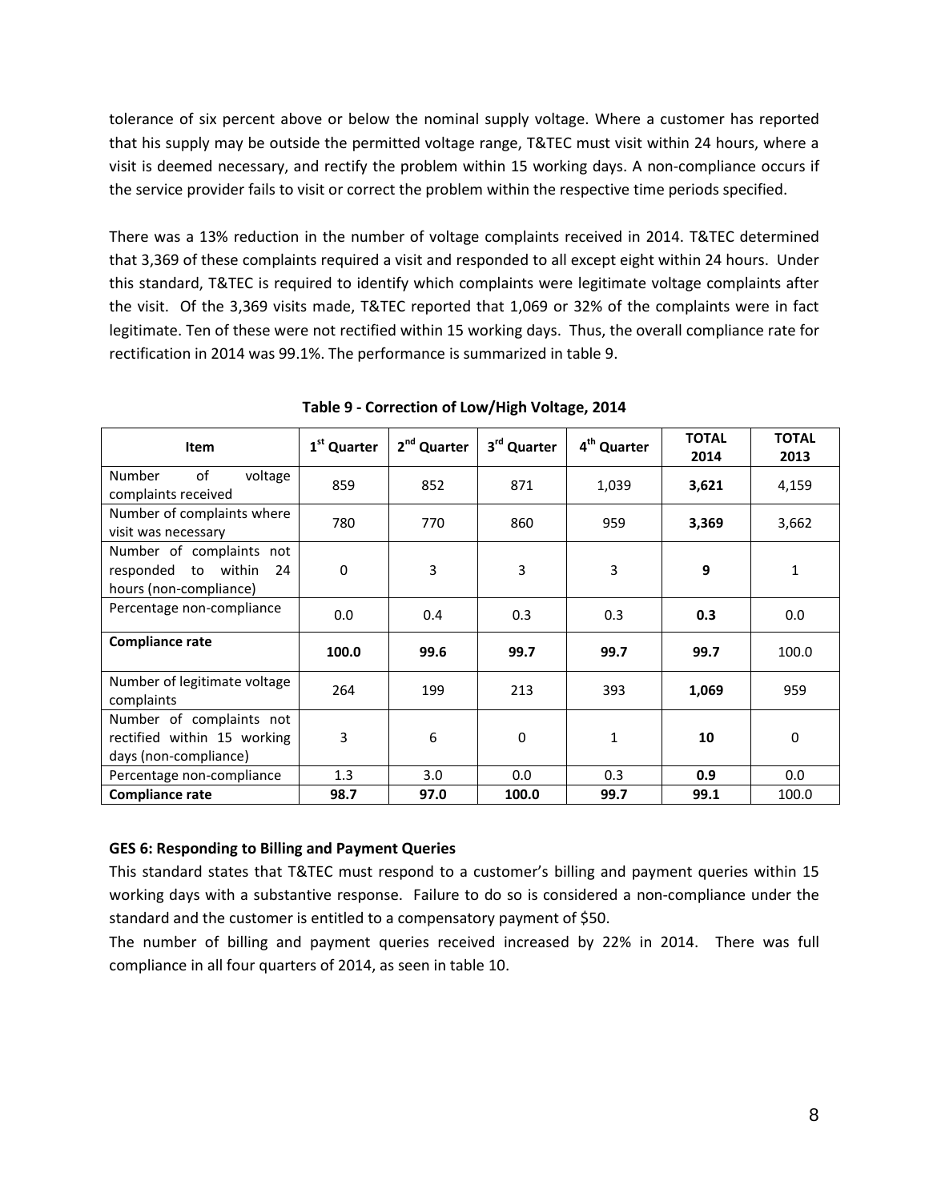tolerance of six percent above or below the nominal supply voltage. Where a customer has reported that his supply may be outside the permitted voltage range, T&TEC must visit within 24 hours, where a visit is deemed necessary, and rectify the problem within 15 working days. A non-compliance occurs if the service provider fails to visit or correct the problem within the respective time periods specified.

There was a 13% reduction in the number of voltage complaints received in 2014. T&TEC determined that 3,369 of these complaints required a visit and responded to all except eight within 24 hours. Under this standard, T&TEC is required to identify which complaints were legitimate voltage complaints after the visit. Of the 3,369 visits made, T&TEC reported that 1,069 or 32% of the complaints were in fact legitimate. Ten of these were not rectified within 15 working days. Thus, the overall compliance rate for rectification in 2014 was 99.1%. The performance is summarized in table 9.

**Table 9 - Correction of Low/High Voltage, 2014**

| Item | 1st Quarter | 2nd Quarter | 3rd Quarter | 4th Quarter | TOTAL 2014 | TOTAL 2013 |
|---|---|---|---|---|---|---|
| Number of voltage complaints received | 859 | 852 | 871 | 1,039 | **3,621** | 4,159 |
| Number of complaints where visit was necessary | 780 | 770 | 860 | 959 | **3,369** | 3,662 |
| Number of complaints not responded to within 24 hours (non-compliance) | 0 | 3 | 3 | 3 | **9** | 1 |
| Percentage non-compliance | 0.0 | 0.4 | 0.3 | 0.3 | **0.3** | 0.0 |
| **Compliance rate** | **100.0** | **99.6** | **99.7** | **99.7** | **99.7** | 100.0 |
| Number of legitimate voltage complaints | 264 | 199 | 213 | 393 | **1,069** | 959 |
| Number of complaints not rectified within 15 working days (non-compliance) | 3 | 6 | 0 | 1 | **10** | 0 |
| Percentage non-compliance | 1.3 | 3.0 | 0.0 | 0.3 | **0.9** | 0.0 |
| **Compliance rate** | **98.7** | **97.0** | **100.0** | **99.7** | **99.1** | 100.0 |

**GES 6: Responding to Billing and Payment Queries**

This standard states that T&TEC must respond to a customer's billing and payment queries within 15 working days with a substantive response. Failure to do so is considered a non-compliance under the standard and the customer is entitled to a compensatory payment of $50.

The number of billing and payment queries received increased by 22% in 2014. There was full compliance in all four quarters of 2014, as seen in table 10.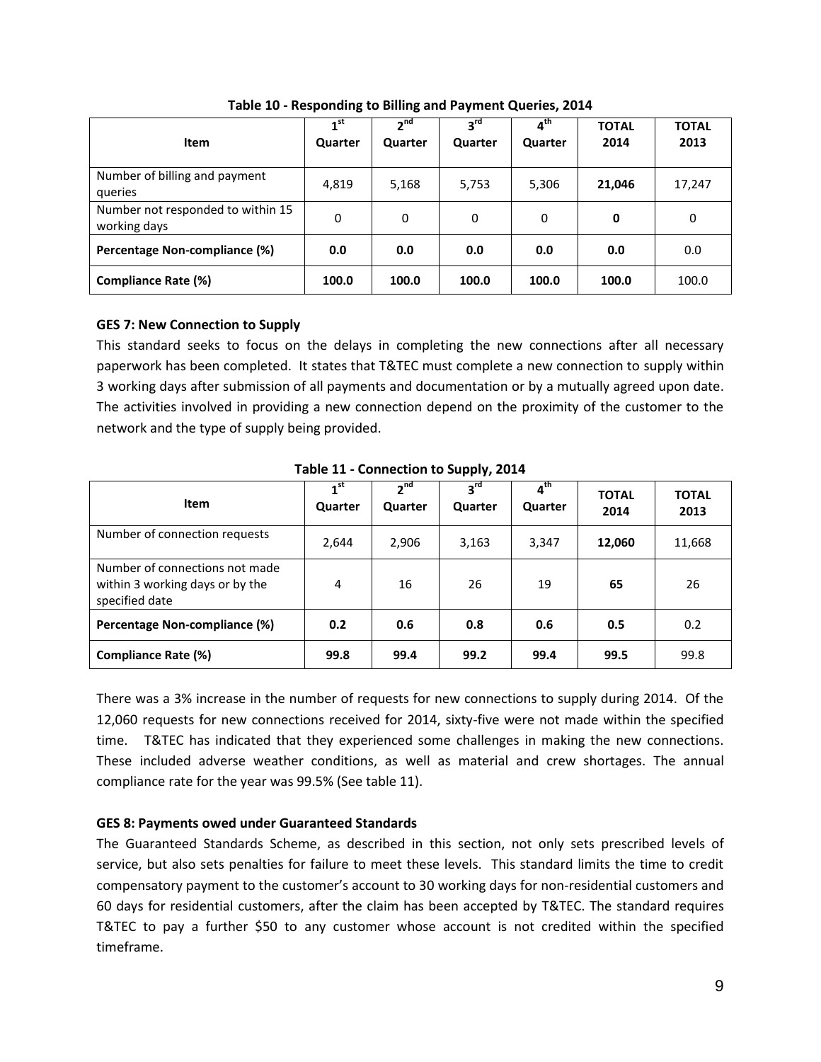**Table 10 - Responding to Billing and Payment Queries, 2014**

| Item | 1st Quarter | 2nd Quarter | 3rd Quarter | 4th Quarter | TOTAL 2014 | TOTAL 2013 |
|---|---|---|---|---|---|---|
| Number of billing and payment queries | 4,819 | 5,168 | 5,753 | 5,306 | **21,046** | 17,247 |
| Number not responded to within 15 working days | 0 | 0 | 0 | 0 | **0** | 0 |
| **Percentage Non-compliance (%)** | **0.0** | **0.0** | **0.0** | **0.0** | **0.0** | 0.0 |
| **Compliance Rate (%)** | **100.0** | **100.0** | **100.0** | **100.0** | **100.0** | 100.0 |

**GES 7: New Connection to Supply**

This standard seeks to focus on the delays in completing the new connections after all necessary paperwork has been completed. It states that T&TEC must complete a new connection to supply within 3 working days after submission of all payments and documentation or by a mutually agreed upon date. The activities involved in providing a new connection depend on the proximity of the customer to the network and the type of supply being provided.

**Table 11 - Connection to Supply, 2014**

| Item | 1st Quarter | 2nd Quarter | 3rd Quarter | 4th Quarter | TOTAL 2014 | TOTAL 2013 |
|---|---|---|---|---|---|---|
| Number of connection requests | 2,644 | 2,906 | 3,163 | 3,347 | **12,060** | 11,668 |
| Number of connections not made within 3 working days or by the specified date | 4 | 16 | 26 | 19 | **65** | 26 |
| **Percentage Non-compliance (%)** | **0.2** | **0.6** | **0.8** | **0.6** | **0.5** | 0.2 |
| **Compliance Rate (%)** | **99.8** | **99.4** | **99.2** | **99.4** | **99.5** | 99.8 |

There was a 3% increase in the number of requests for new connections to supply during 2014. Of the 12,060 requests for new connections received for 2014, sixty-five were not made within the specified time. T&TEC has indicated that they experienced some challenges in making the new connections. These included adverse weather conditions, as well as material and crew shortages. The annual compliance rate for the year was 99.5% (See table 11).

**GES 8: Payments owed under Guaranteed Standards**

The Guaranteed Standards Scheme, as described in this section, not only sets prescribed levels of service, but also sets penalties for failure to meet these levels. This standard limits the time to credit compensatory payment to the customer's account to 30 working days for non-residential customers and 60 days for residential customers, after the claim has been accepted by T&TEC. The standard requires T&TEC to pay a further $50 to any customer whose account is not credited within the specified timeframe.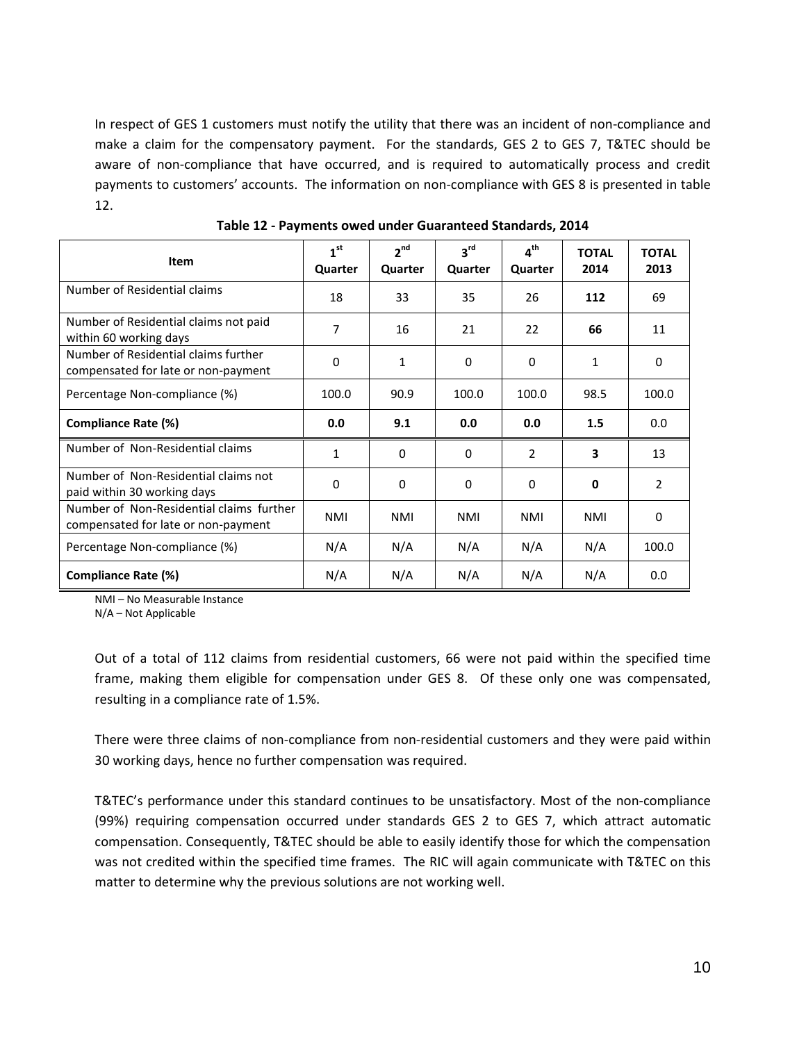In respect of GES 1 customers must notify the utility that there was an incident of non-compliance and make a claim for the compensatory payment. For the standards, GES 2 to GES 7, T&TEC should be aware of non-compliance that have occurred, and is required to automatically process and credit payments to customers' accounts. The information on non-compliance with GES 8 is presented in table 12.

**Table 12 - Payments owed under Guaranteed Standards, 2014**

| Item | 1st Quarter | 2nd Quarter | 3rd Quarter | 4th Quarter | TOTAL 2014 | TOTAL 2013 |
|---|---|---|---|---|---|---|
| Number of Residential claims | 18 | 33 | 35 | 26 | **112** | 69 |
| Number of Residential claims not paid within 60 working days | 7 | 16 | 21 | 22 | **66** | 11 |
| Number of Residential claims further compensated for late or non-payment | 0 | 1 | 0 | 0 | 1 | 0 |
| Percentage Non-compliance (%) | 100.0 | 90.9 | 100.0 | 100.0 | 98.5 | 100.0 |
| **Compliance Rate (%)** | **0.0** | **9.1** | **0.0** | **0.0** | **1.5** | 0.0 |
| Number of Non-Residential claims | 1 | 0 | 0 | 2 | **3** | 13 |
| Number of Non-Residential claims not paid within 30 working days | 0 | 0 | 0 | 0 | **0** | 2 |
| Number of Non-Residential claims further compensated for late or non-payment | NMI | NMI | NMI | NMI | NMI | 0 |
| Percentage Non-compliance (%) | N/A | N/A | N/A | N/A | N/A | 100.0 |
| **Compliance Rate (%)** | N/A | N/A | N/A | N/A | N/A | 0.0 |

NMI – No Measurable Instance
N/A – Not Applicable

Out of a total of 112 claims from residential customers, 66 were not paid within the specified time frame, making them eligible for compensation under GES 8. Of these only one was compensated, resulting in a compliance rate of 1.5%.

There were three claims of non-compliance from non-residential customers and they were paid within 30 working days, hence no further compensation was required.

T&TEC's performance under this standard continues to be unsatisfactory. Most of the non-compliance (99%) requiring compensation occurred under standards GES 2 to GES 7, which attract automatic compensation. Consequently, T&TEC should be able to easily identify those for which the compensation was not credited within the specified time frames. The RIC will again communicate with T&TEC on this matter to determine why the previous solutions are not working well.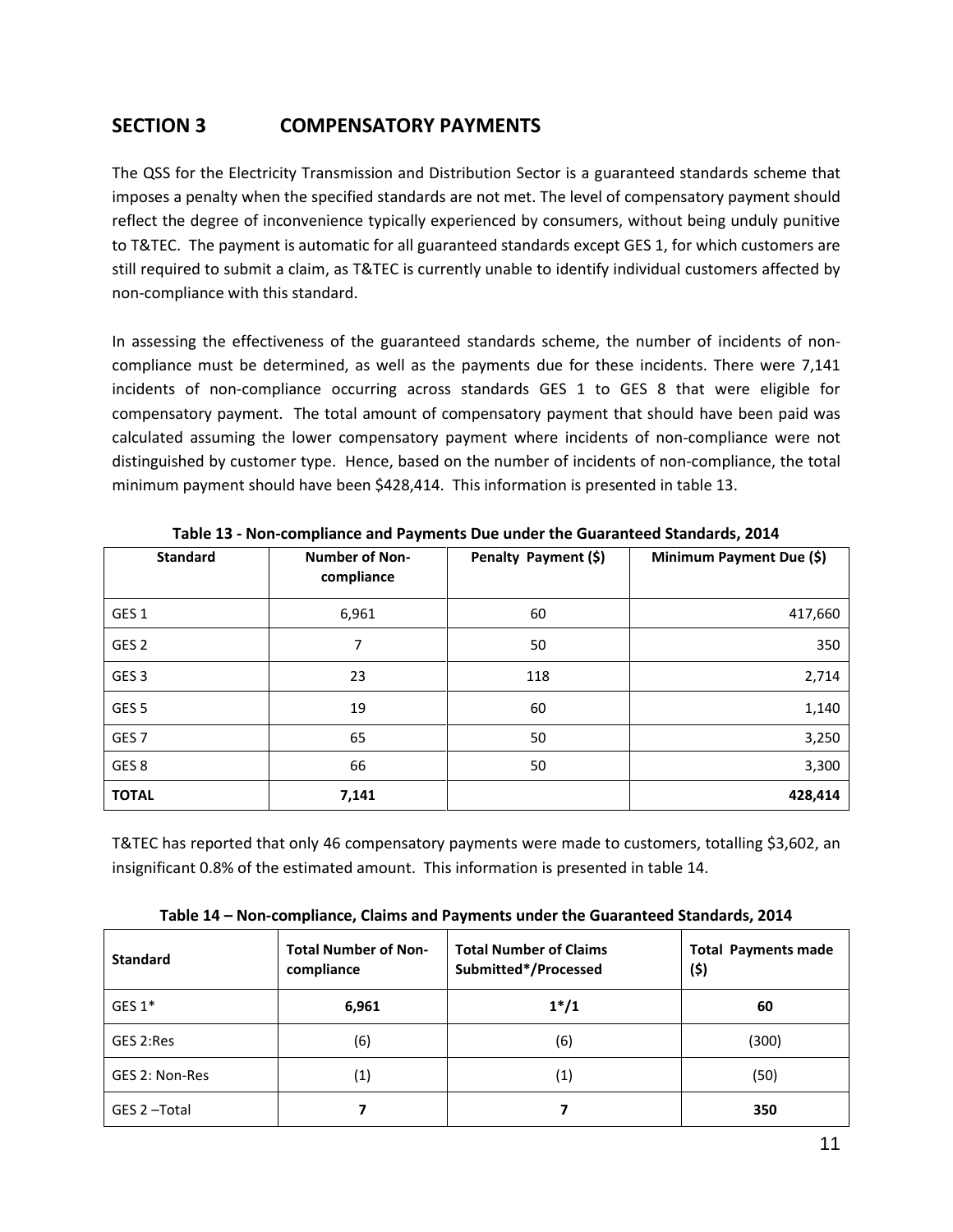## SECTION 3 COMPENSATORY PAYMENTS

The QSS for the Electricity Transmission and Distribution Sector is a guaranteed standards scheme that imposes a penalty when the specified standards are not met. The level of compensatory payment should reflect the degree of inconvenience typically experienced by consumers, without being unduly punitive to T&TEC. The payment is automatic for all guaranteed standards except GES 1, for which customers are still required to submit a claim, as T&TEC is currently unable to identify individual customers affected by non-compliance with this standard.

In assessing the effectiveness of the guaranteed standards scheme, the number of incidents of non-compliance must be determined, as well as the payments due for these incidents. There were 7,141 incidents of non-compliance occurring across standards GES 1 to GES 8 that were eligible for compensatory payment. The total amount of compensatory payment that should have been paid was calculated assuming the lower compensatory payment where incidents of non-compliance were not distinguished by customer type. Hence, based on the number of incidents of non-compliance, the total minimum payment should have been $428,414. This information is presented in table 13.

**Table 13 - Non-compliance and Payments Due under the Guaranteed Standards, 2014**

| Standard | Number of Non-compliance | Penalty Payment ($) | Minimum Payment Due ($) |
|---|---|---|---|
| GES 1 | 6,961 | 60 | 417,660 |
| GES 2 | 7 | 50 | 350 |
| GES 3 | 23 | 118 | 2,714 |
| GES 5 | 19 | 60 | 1,140 |
| GES 7 | 65 | 50 | 3,250 |
| GES 8 | 66 | 50 | 3,300 |
| **TOTAL** | **7,141** | | **428,414** |

T&TEC has reported that only 46 compensatory payments were made to customers, totalling $3,602, an insignificant 0.8% of the estimated amount. This information is presented in table 14.

**Table 14 – Non-compliance, Claims and Payments under the Guaranteed Standards, 2014**

| Standard | Total Number of Non-compliance | Total Number of Claims Submitted*/Processed | Total Payments made ($) |
|---|---|---|---|
| GES 1* | **6,961** | **1*/1** | **60** |
| GES 2:Res | (6) | (6) | (300) |
| GES 2: Non-Res | (1) | (1) | (50) |
| GES 2 –Total | **7** | **7** | **350** |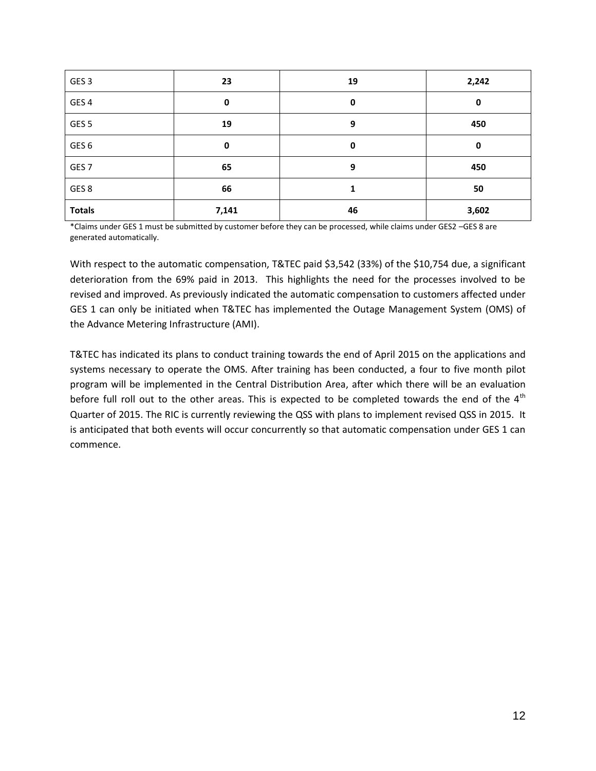| GES 3 | **23** | **19** | **2,242** |
|---|---|---|---|
| GES 4 | **0** | **0** | **0** |
| GES 5 | **19** | **9** | **450** |
| GES 6 | **0** | **0** | **0** |
| GES 7 | **65** | **9** | **450** |
| GES 8 | **66** | **1** | **50** |
| **Totals** | **7,141** | **46** | **3,602** |

*Claims under GES 1 must be submitted by customer before they can be processed, while claims under GES2 –GES 8 are generated automatically.

With respect to the automatic compensation, T&TEC paid $3,542 (33%) of the $10,754 due, a significant deterioration from the 69% paid in 2013. This highlights the need for the processes involved to be revised and improved. As previously indicated the automatic compensation to customers affected under GES 1 can only be initiated when T&TEC has implemented the Outage Management System (OMS) of the Advance Metering Infrastructure (AMI).

T&TEC has indicated its plans to conduct training towards the end of April 2015 on the applications and systems necessary to operate the OMS. After training has been conducted, a four to five month pilot program will be implemented in the Central Distribution Area, after which there will be an evaluation before full roll out to the other areas. This is expected to be completed towards the end of the 4th Quarter of 2015. The RIC is currently reviewing the QSS with plans to implement revised QSS in 2015. It is anticipated that both events will occur concurrently so that automatic compensation under GES 1 can commence.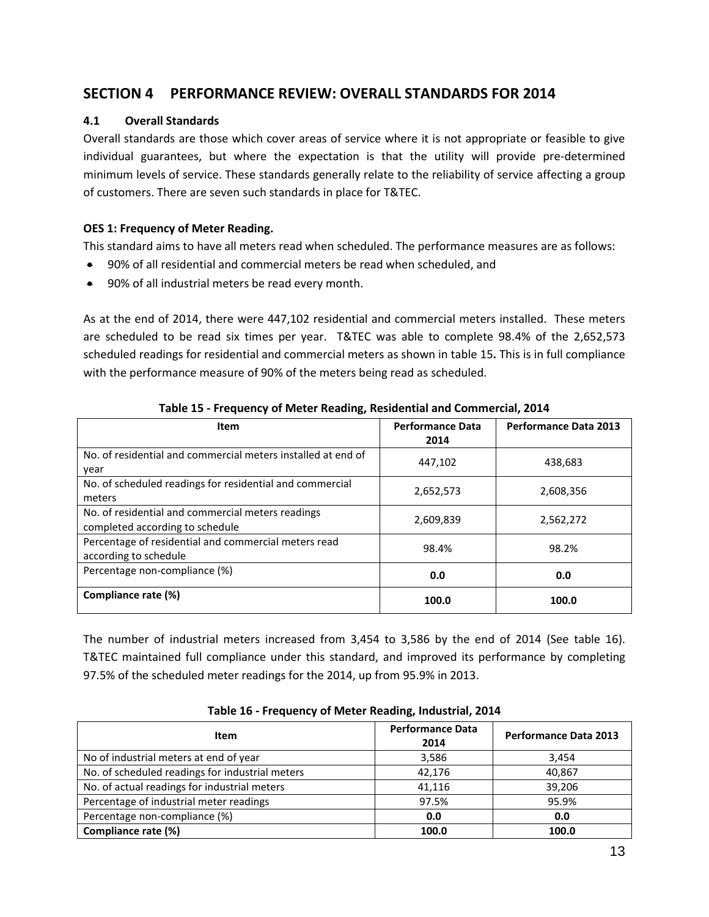## SECTION 4 PERFORMANCE REVIEW: OVERALL STANDARDS FOR 2014

### 4.1 Overall Standards

Overall standards are those which cover areas of service where it is not appropriate or feasible to give individual guarantees, but where the expectation is that the utility will provide pre-determined minimum levels of service. These standards generally relate to the reliability of service affecting a group of customers. There are seven such standards in place for T&TEC.

**OES 1: Frequency of Meter Reading.**

This standard aims to have all meters read when scheduled. The performance measures are as follows:

- 90% of all residential and commercial meters be read when scheduled, and
- 90% of all industrial meters be read every month.

As at the end of 2014, there were 447,102 residential and commercial meters installed. These meters are scheduled to be read six times per year. T&TEC was able to complete 98.4% of the 2,652,573 scheduled readings for residential and commercial meters as shown in table 15**.** This is in full compliance with the performance measure of 90% of the meters being read as scheduled.

**Table 15 - Frequency of Meter Reading, Residential and Commercial, 2014**

| Item | Performance Data 2014 | Performance Data 2013 |
|---|---|---|
| No. of residential and commercial meters installed at end of year | 447,102 | 438,683 |
| No. of scheduled readings for residential and commercial meters | 2,652,573 | 2,608,356 |
| No. of residential and commercial meters readings completed according to schedule | 2,609,839 | 2,562,272 |
| Percentage of residential and commercial meters read according to schedule | 98.4% | 98.2% |
| Percentage non-compliance (%) | **0.0** | **0.0** |
| **Compliance rate (%)** | **100.0** | **100.0** |

The number of industrial meters increased from 3,454 to 3,586 by the end of 2014 (See table 16). T&TEC maintained full compliance under this standard, and improved its performance by completing 97.5% of the scheduled meter readings for the 2014, up from 95.9% in 2013.

**Table 16 - Frequency of Meter Reading, Industrial, 2014**

| Item | Performance Data 2014 | Performance Data 2013 |
|---|---|---|
| No of industrial meters at end of year | 3,586 | 3,454 |
| No. of scheduled readings for industrial meters | 42,176 | 40,867 |
| No. of actual readings for industrial meters | 41,116 | 39,206 |
| Percentage of industrial meter readings | 97.5% | 95.9% |
| Percentage non-compliance (%) | **0.0** | **0.0** |
| **Compliance rate (%)** | **100.0** | **100.0** |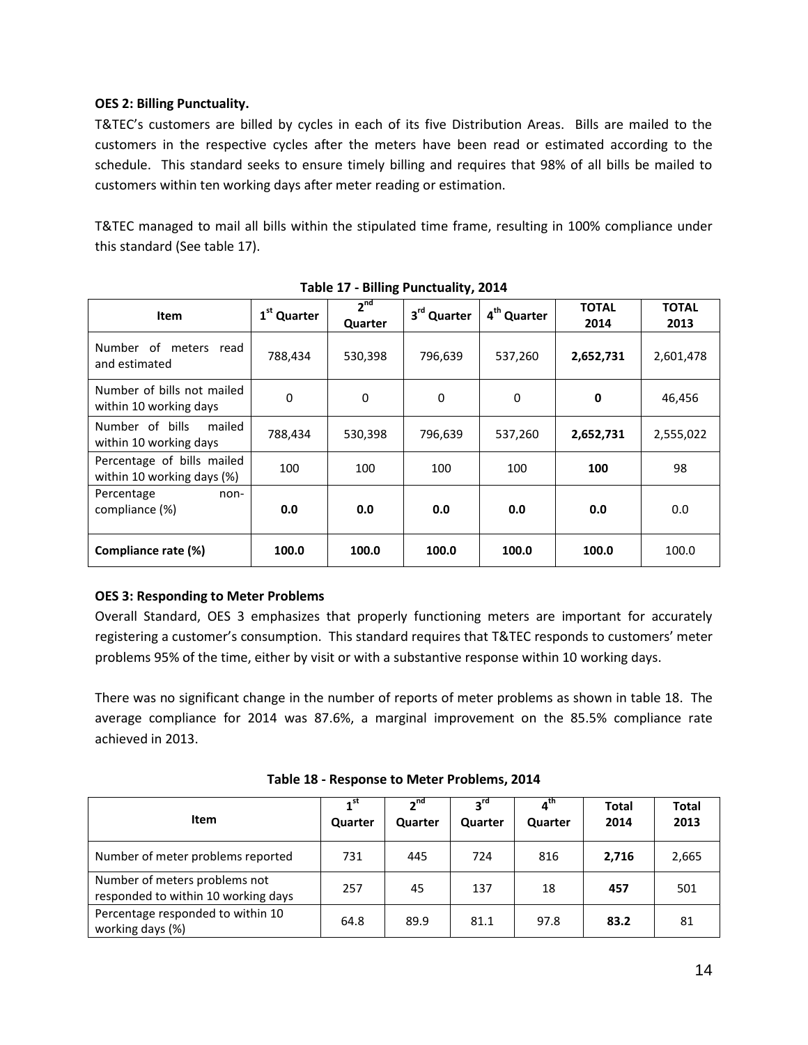**OES 2: Billing Punctuality.**

T&TEC's customers are billed by cycles in each of its five Distribution Areas. Bills are mailed to the customers in the respective cycles after the meters have been read or estimated according to the schedule. This standard seeks to ensure timely billing and requires that 98% of all bills be mailed to customers within ten working days after meter reading or estimation.

T&TEC managed to mail all bills within the stipulated time frame, resulting in 100% compliance under this standard (See table 17).

**Table 17 - Billing Punctuality, 2014**

| Item | 1st Quarter | 2nd Quarter | 3rd Quarter | 4th Quarter | TOTAL 2014 | TOTAL 2013 |
|---|---|---|---|---|---|---|
| Number of meters read and estimated | 788,434 | 530,398 | 796,639 | 537,260 | **2,652,731** | 2,601,478 |
| Number of bills not mailed within 10 working days | 0 | 0 | 0 | 0 | **0** | 46,456 |
| Number of bills mailed within 10 working days | 788,434 | 530,398 | 796,639 | 537,260 | **2,652,731** | 2,555,022 |
| Percentage of bills mailed within 10 working days (%) | 100 | 100 | 100 | 100 | **100** | 98 |
| Percentage non-compliance (%) | **0.0** | **0.0** | **0.0** | **0.0** | **0.0** | 0.0 |
| **Compliance rate (%)** | **100.0** | **100.0** | **100.0** | **100.0** | **100.0** | 100.0 |

**OES 3: Responding to Meter Problems**

Overall Standard, OES 3 emphasizes that properly functioning meters are important for accurately registering a customer's consumption. This standard requires that T&TEC responds to customers' meter problems 95% of the time, either by visit or with a substantive response within 10 working days.

There was no significant change in the number of reports of meter problems as shown in table 18. The average compliance for 2014 was 87.6%, a marginal improvement on the 85.5% compliance rate achieved in 2013.

**Table 18 - Response to Meter Problems, 2014**

| Item | 1st Quarter | 2nd Quarter | 3rd Quarter | 4th Quarter | Total 2014 | Total 2013 |
|---|---|---|---|---|---|---|
| Number of meter problems reported | 731 | 445 | 724 | 816 | **2,716** | 2,665 |
| Number of meters problems not responded to within 10 working days | 257 | 45 | 137 | 18 | **457** | 501 |
| Percentage responded to within 10 working days (%) | 64.8 | 89.9 | 81.1 | 97.8 | **83.2** | 81 |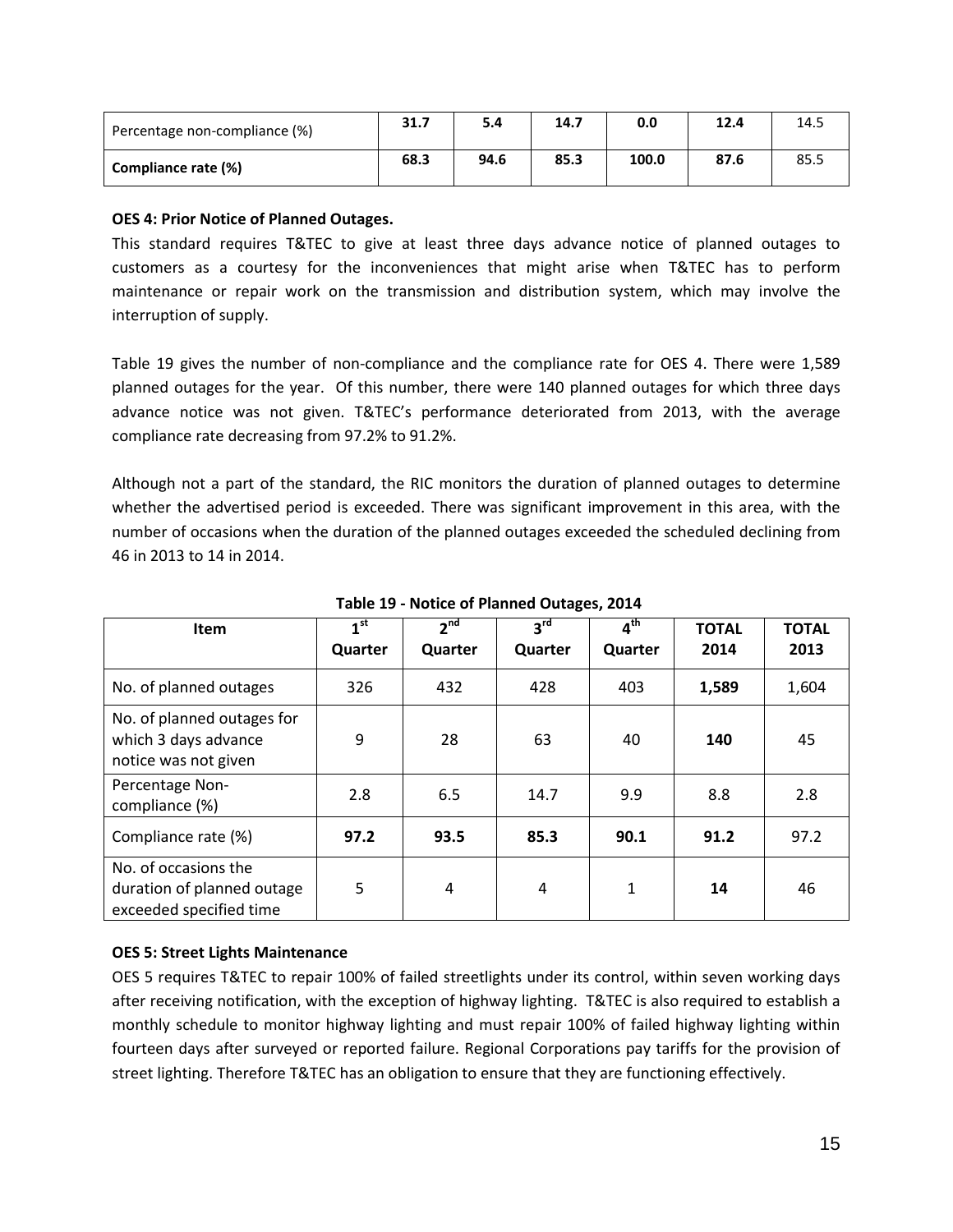| Percentage non-compliance (%) | **31.7** | **5.4** | **14.7** | **0.0** | **12.4** | 14.5 |
|---|---|---|---|---|---|---|
| **Compliance rate (%)** | **68.3** | **94.6** | **85.3** | **100.0** | **87.6** | 85.5 |

**OES 4: Prior Notice of Planned Outages.**

This standard requires T&TEC to give at least three days advance notice of planned outages to customers as a courtesy for the inconveniences that might arise when T&TEC has to perform maintenance or repair work on the transmission and distribution system, which may involve the interruption of supply.

Table 19 gives the number of non-compliance and the compliance rate for OES 4. There were 1,589 planned outages for the year. Of this number, there were 140 planned outages for which three days advance notice was not given. T&TEC's performance deteriorated from 2013, with the average compliance rate decreasing from 97.2% to 91.2%.

Although not a part of the standard, the RIC monitors the duration of planned outages to determine whether the advertised period is exceeded. There was significant improvement in this area, with the number of occasions when the duration of the planned outages exceeded the scheduled declining from 46 in 2013 to 14 in 2014.

**Table 19 - Notice of Planned Outages, 2014**

| Item | 1st Quarter | 2nd Quarter | 3rd Quarter | 4th Quarter | TOTAL 2014 | TOTAL 2013 |
|---|---|---|---|---|---|---|
| No. of planned outages | 326 | 432 | 428 | 403 | **1,589** | 1,604 |
| No. of planned outages for which 3 days advance notice was not given | 9 | 28 | 63 | 40 | **140** | 45 |
| Percentage Non-compliance (%) | 2.8 | 6.5 | 14.7 | 9.9 | 8.8 | 2.8 |
| Compliance rate (%) | **97.2** | **93.5** | **85.3** | **90.1** | **91.2** | 97.2 |
| No. of occasions the duration of planned outage exceeded specified time | 5 | 4 | 4 | 1 | **14** | 46 |

**OES 5: Street Lights Maintenance**

OES 5 requires T&TEC to repair 100% of failed streetlights under its control, within seven working days after receiving notification, with the exception of highway lighting. T&TEC is also required to establish a monthly schedule to monitor highway lighting and must repair 100% of failed highway lighting within fourteen days after surveyed or reported failure. Regional Corporations pay tariffs for the provision of street lighting. Therefore T&TEC has an obligation to ensure that they are functioning effectively.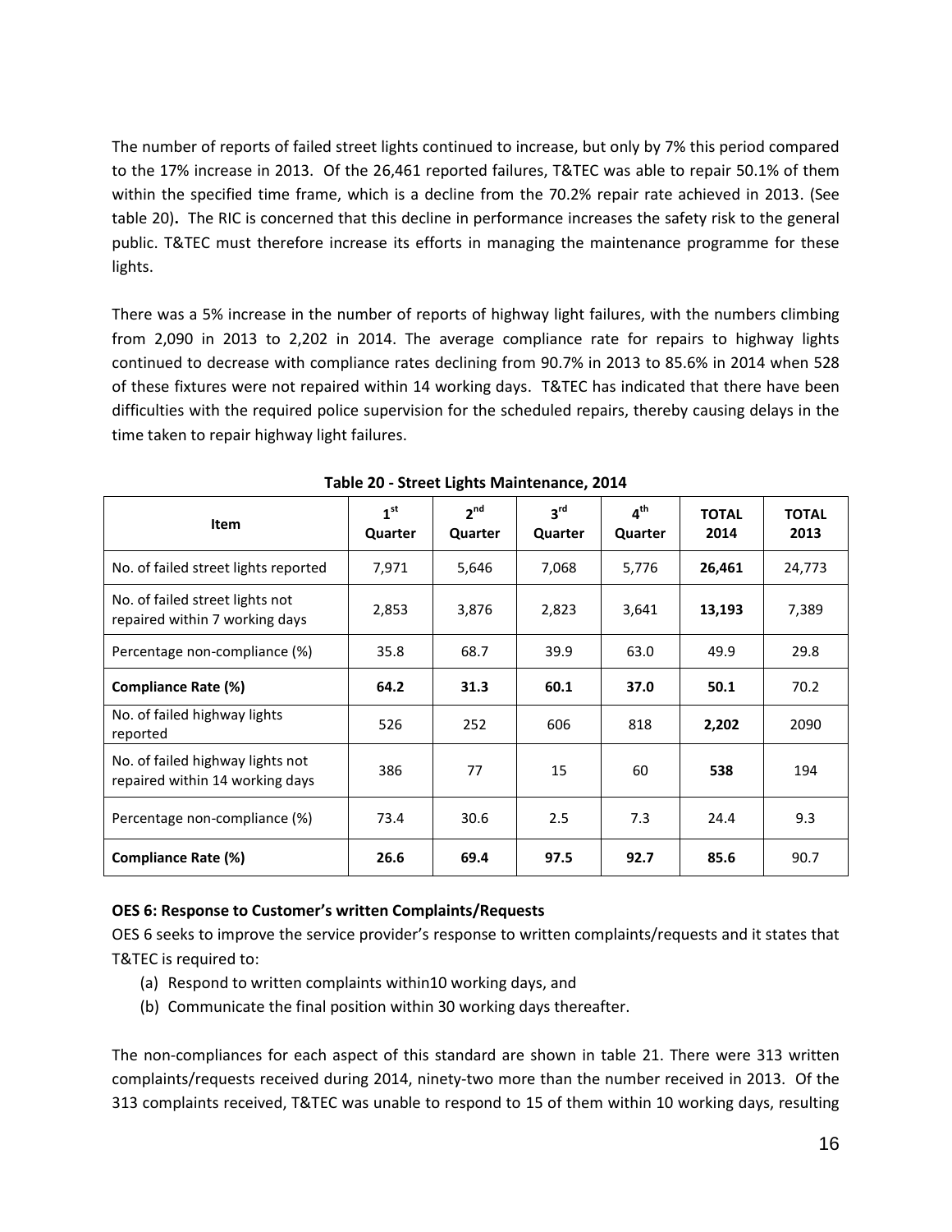The number of reports of failed street lights continued to increase, but only by 7% this period compared to the 17% increase in 2013. Of the 26,461 reported failures, T&TEC was able to repair 50.1% of them within the specified time frame, which is a decline from the 70.2% repair rate achieved in 2013. (See table 20)**.** The RIC is concerned that this decline in performance increases the safety risk to the general public. T&TEC must therefore increase its efforts in managing the maintenance programme for these lights.

There was a 5% increase in the number of reports of highway light failures, with the numbers climbing from 2,090 in 2013 to 2,202 in 2014. The average compliance rate for repairs to highway lights continued to decrease with compliance rates declining from 90.7% in 2013 to 85.6% in 2014 when 528 of these fixtures were not repaired within 14 working days. T&TEC has indicated that there have been difficulties with the required police supervision for the scheduled repairs, thereby causing delays in the time taken to repair highway light failures.

**Table 20 - Street Lights Maintenance, 2014**

| Item | 1st Quarter | 2nd Quarter | 3rd Quarter | 4th Quarter | TOTAL 2014 | TOTAL 2013 |
|---|---|---|---|---|---|---|
| No. of failed street lights reported | 7,971 | 5,646 | 7,068 | 5,776 | **26,461** | 24,773 |
| No. of failed street lights not repaired within 7 working days | 2,853 | 3,876 | 2,823 | 3,641 | **13,193** | 7,389 |
| Percentage non-compliance (%) | 35.8 | 68.7 | 39.9 | 63.0 | 49.9 | 29.8 |
| **Compliance Rate (%)** | **64.2** | **31.3** | **60.1** | **37.0** | **50.1** | 70.2 |
| No. of failed highway lights reported | 526 | 252 | 606 | 818 | **2,202** | 2090 |
| No. of failed highway lights not repaired within 14 working days | 386 | 77 | 15 | 60 | **538** | 194 |
| Percentage non-compliance (%) | 73.4 | 30.6 | 2.5 | 7.3 | 24.4 | 9.3 |
| **Compliance Rate (%)** | **26.6** | **69.4** | **97.5** | **92.7** | **85.6** | 90.7 |

**OES 6: Response to Customer's written Complaints/Requests**

OES 6 seeks to improve the service provider's response to written complaints/requests and it states that T&TEC is required to:

(a) Respond to written complaints within10 working days, and
(b) Communicate the final position within 30 working days thereafter.

The non-compliances for each aspect of this standard are shown in table 21. There were 313 written complaints/requests received during 2014, ninety-two more than the number received in 2013. Of the 313 complaints received, T&TEC was unable to respond to 15 of them within 10 working days, resulting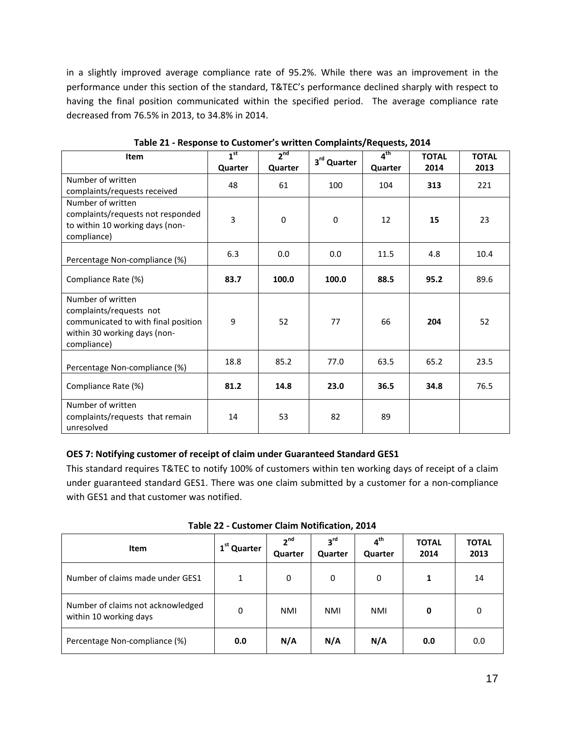in a slightly improved average compliance rate of 95.2%. While there was an improvement in the performance under this section of the standard, T&TEC's performance declined sharply with respect to having the final position communicated within the specified period. The average compliance rate decreased from 76.5% in 2013, to 34.8% in 2014.

**Table 21 - Response to Customer's written Complaints/Requests, 2014**

| Item | 1st Quarter | 2nd Quarter | 3rd Quarter | 4th Quarter | TOTAL 2014 | TOTAL 2013 |
|---|---|---|---|---|---|---|
| Number of written complaints/requests received | 48 | 61 | 100 | 104 | **313** | 221 |
| Number of written complaints/requests not responded to within 10 working days (non-compliance) | 3 | 0 | 0 | 12 | **15** | 23 |
| Percentage Non-compliance (%) | 6.3 | 0.0 | 0.0 | 11.5 | 4.8 | 10.4 |
| Compliance Rate (%) | **83.7** | **100.0** | **100.0** | **88.5** | **95.2** | 89.6 |
| Number of written complaints/requests not communicated to with final position within 30 working days (non-compliance) | 9 | 52 | 77 | 66 | **204** | 52 |
| Percentage Non-compliance (%) | 18.8 | 85.2 | 77.0 | 63.5 | 65.2 | 23.5 |
| Compliance Rate (%) | **81.2** | **14.8** | **23.0** | **36.5** | **34.8** | 76.5 |
| Number of written complaints/requests that remain unresolved | 14 | 53 | 82 | 89 | | |

**OES 7: Notifying customer of receipt of claim under Guaranteed Standard GES1**

This standard requires T&TEC to notify 100% of customers within ten working days of receipt of a claim under guaranteed standard GES1. There was one claim submitted by a customer for a non-compliance with GES1 and that customer was notified.

**Table 22 - Customer Claim Notification, 2014**

| Item | 1st Quarter | 2nd Quarter | 3rd Quarter | 4th Quarter | TOTAL 2014 | TOTAL 2013 |
|---|---|---|---|---|---|---|
| Number of claims made under GES1 | 1 | 0 | 0 | 0 | **1** | 14 |
| Number of claims not acknowledged within 10 working days | 0 | NMI | NMI | NMI | **0** | 0 |
| Percentage Non-compliance (%) | **0.0** | **N/A** | **N/A** | **N/A** | **0.0** | 0.0 |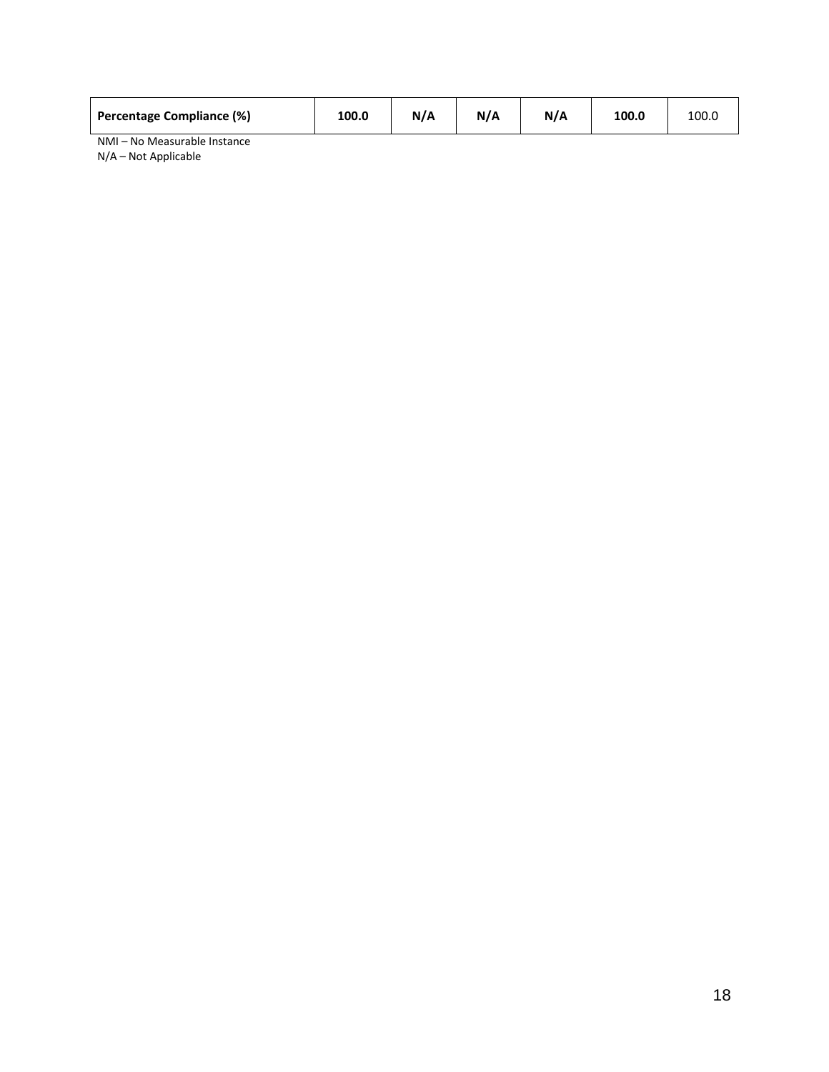| Percentage Compliance (%) | **100.0** | **N/A** | **N/A** | **N/A** | **100.0** | 100.0 |
|---|---|---|---|---|---|---|

NMI – No Measurable Instance
N/A – Not Applicable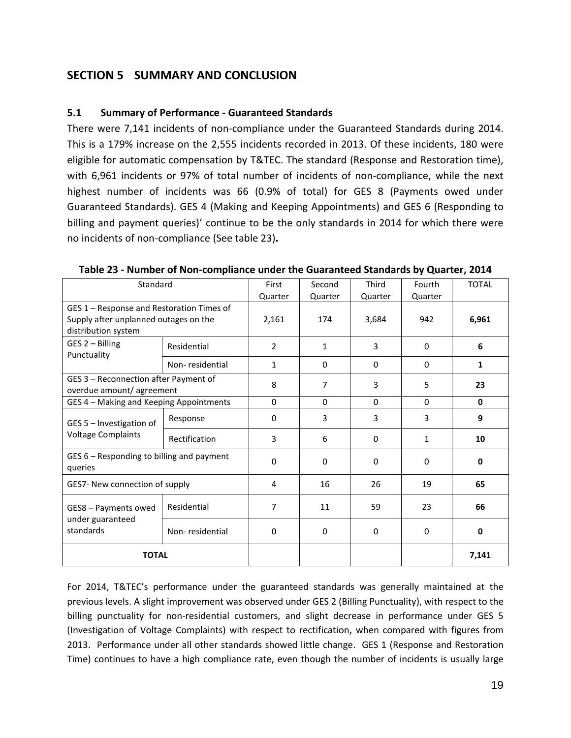## SECTION 5 SUMMARY AND CONCLUSION

### 5.1 Summary of Performance - Guaranteed Standards

There were 7,141 incidents of non-compliance under the Guaranteed Standards during 2014. This is a 179% increase on the 2,555 incidents recorded in 2013. Of these incidents, 180 were eligible for automatic compensation by T&TEC. The standard (Response and Restoration time), with 6,961 incidents or 97% of total number of incidents of non-compliance, while the next highest number of incidents was 66 (0.9% of total) for GES 8 (Payments owed under Guaranteed Standards). GES 4 (Making and Keeping Appointments) and GES 6 (Responding to billing and payment queries)' continue to be the only standards in 2014 for which there were no incidents of non-compliance (See table 23)**.**

**Table 23 - Number of Non-compliance under the Guaranteed Standards by Quarter, 2014**

| Standard | | First Quarter | Second Quarter | Third Quarter | Fourth Quarter | TOTAL |
|---|---|---|---|---|---|---|
| GES 1 – Response and Restoration Times of Supply after unplanned outages on the distribution system | | 2,161 | 174 | 3,684 | 942 | **6,961** |
| GES 2 – Billing Punctuality | Residential | 2 | 1 | 3 | 0 | **6** |
| | Non- residential | 1 | 0 | 0 | 0 | **1** |
| GES 3 – Reconnection after Payment of overdue amount/ agreement | | 8 | 7 | 3 | 5 | **23** |
| GES 4 – Making and Keeping Appointments | | 0 | 0 | 0 | 0 | **0** |
| GES 5 – Investigation of Voltage Complaints | Response | 0 | 3 | 3 | 3 | **9** |
| | Rectification | 3 | 6 | 0 | 1 | **10** |
| GES 6 – Responding to billing and payment queries | | 0 | 0 | 0 | 0 | **0** |
| GES7- New connection of supply | | 4 | 16 | 26 | 19 | **65** |
| GES8 – Payments owed under guaranteed standards | Residential | 7 | 11 | 59 | 23 | **66** |
| | Non- residential | 0 | 0 | 0 | 0 | **0** |
| **TOTAL** | | | | | | **7,141** |

For 2014, T&TEC's performance under the guaranteed standards was generally maintained at the previous levels. A slight improvement was observed under GES 2 (Billing Punctuality), with respect to the billing punctuality for non-residential customers, and slight decrease in performance under GES 5 (Investigation of Voltage Complaints) with respect to rectification, when compared with figures from 2013. Performance under all other standards showed little change. GES 1 (Response and Restoration Time) continues to have a high compliance rate, even though the number of incidents is usually large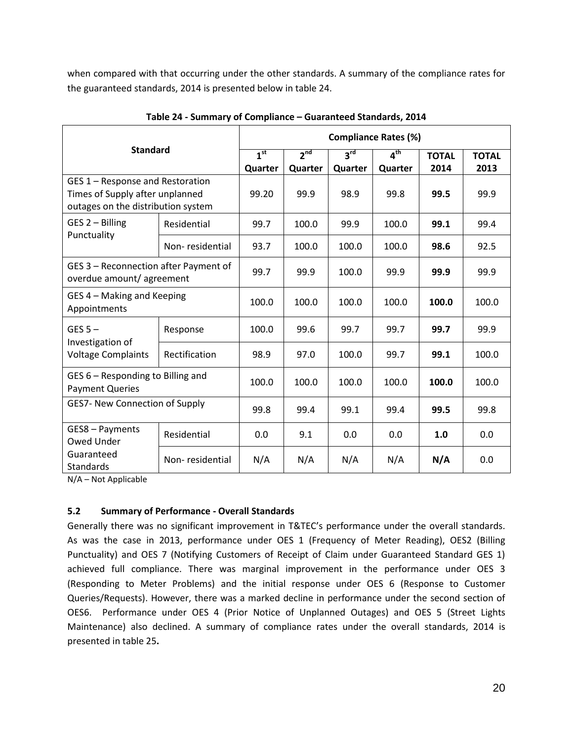when compared with that occurring under the other standards. A summary of the compliance rates for the guaranteed standards, 2014 is presented below in table 24.

**Table 24 - Summary of Compliance – Guaranteed Standards, 2014**

| Standard | | Compliance Rates (%) | | | | | |
|---|---|---|---|---|---|---|---|
| | | 1st Quarter | 2nd Quarter | 3rd Quarter | 4th Quarter | TOTAL 2014 | TOTAL 2013 |
| GES 1 – Response and Restoration Times of Supply after unplanned outages on the distribution system | | 99.20 | 99.9 | 98.9 | 99.8 | **99.5** | 99.9 |
| GES 2 – Billing Punctuality | Residential | 99.7 | 100.0 | 99.9 | 100.0 | **99.1** | 99.4 |
| | Non- residential | 93.7 | 100.0 | 100.0 | 100.0 | **98.6** | 92.5 |
| GES 3 – Reconnection after Payment of overdue amount/ agreement | | 99.7 | 99.9 | 100.0 | 99.9 | **99.9** | 99.9 |
| GES 4 – Making and Keeping Appointments | | 100.0 | 100.0 | 100.0 | 100.0 | **100.0** | 100.0 |
| GES 5 – Investigation of Voltage Complaints | Response | 100.0 | 99.6 | 99.7 | 99.7 | **99.7** | 99.9 |
| | Rectification | 98.9 | 97.0 | 100.0 | 99.7 | **99.1** | 100.0 |
| GES 6 – Responding to Billing and Payment Queries | | 100.0 | 100.0 | 100.0 | 100.0 | **100.0** | 100.0 |
| GES7- New Connection of Supply | | 99.8 | 99.4 | 99.1 | 99.4 | **99.5** | 99.8 |
| GES8 – Payments Owed Under Guaranteed Standards | Residential | 0.0 | 9.1 | 0.0 | 0.0 | **1.0** | 0.0 |
| | Non- residential | N/A | N/A | N/A | N/A | **N/A** | 0.0 |

N/A – Not Applicable

### 5.2 Summary of Performance - Overall Standards

Generally there was no significant improvement in T&TEC's performance under the overall standards. As was the case in 2013, performance under OES 1 (Frequency of Meter Reading), OES2 (Billing Punctuality) and OES 7 (Notifying Customers of Receipt of Claim under Guaranteed Standard GES 1) achieved full compliance. There was marginal improvement in the performance under OES 3 (Responding to Meter Problems) and the initial response under OES 6 (Response to Customer Queries/Requests). However, there was a marked decline in performance under the second section of OES6. Performance under OES 4 (Prior Notice of Unplanned Outages) and OES 5 (Street Lights Maintenance) also declined. A summary of compliance rates under the overall standards, 2014 is presented in table 25**.**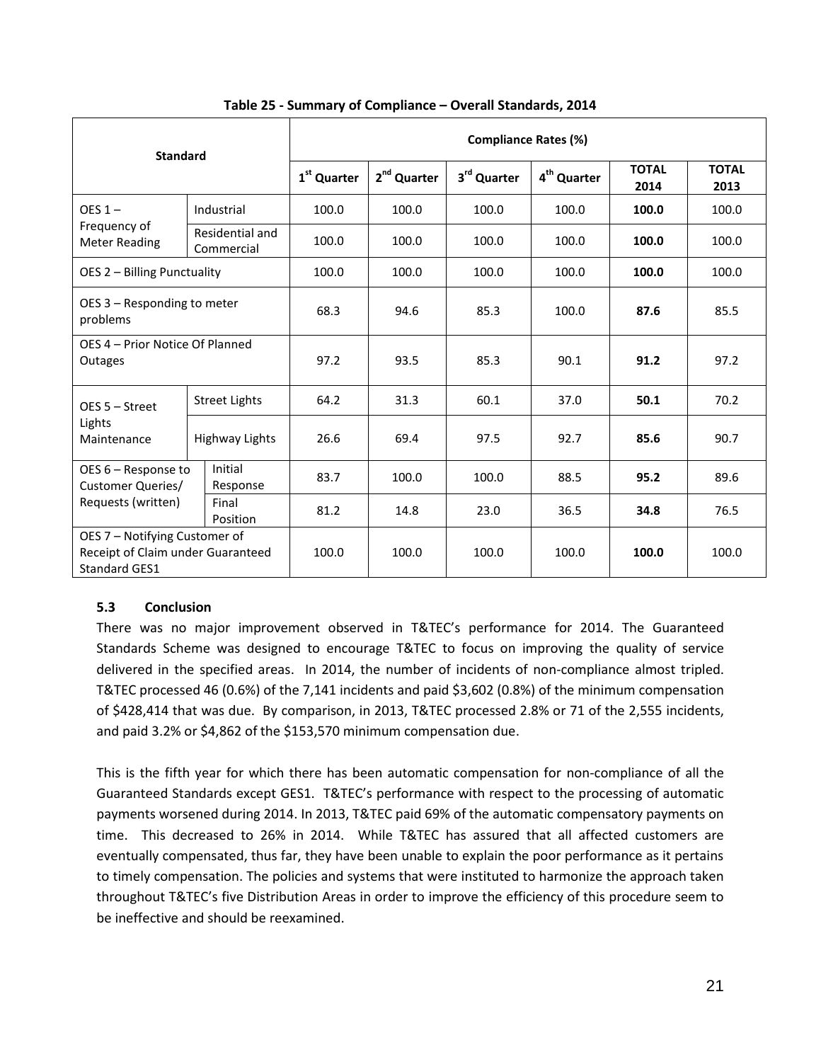**Table 25 - Summary of Compliance – Overall Standards, 2014**

| Standard | | Compliance Rates (%) | | | | | |
|---|---|---|---|---|---|---|---|
| | | 1st Quarter | 2nd Quarter | 3rd Quarter | 4th Quarter | **TOTAL 2014** | **TOTAL 2013** |
| OES 1 – Frequency of Meter Reading | Industrial | 100.0 | 100.0 | 100.0 | 100.0 | **100.0** | 100.0 |
| | Residential and Commercial | 100.0 | 100.0 | 100.0 | 100.0 | **100.0** | 100.0 |
| OES 2 – Billing Punctuality | | 100.0 | 100.0 | 100.0 | 100.0 | **100.0** | 100.0 |
| OES 3 – Responding to meter problems | | 68.3 | 94.6 | 85.3 | 100.0 | **87.6** | 85.5 |
| OES 4 – Prior Notice Of Planned Outages | | 97.2 | 93.5 | 85.3 | 90.1 | **91.2** | 97.2 |
| OES 5 – Street Lights Maintenance | Street Lights | 64.2 | 31.3 | 60.1 | 37.0 | **50.1** | 70.2 |
| | Highway Lights | 26.6 | 69.4 | 97.5 | 92.7 | **85.6** | 90.7 |
| OES 6 – Response to Customer Queries/ Requests (written) | Initial Response | 83.7 | 100.0 | 100.0 | 88.5 | **95.2** | 89.6 |
| | Final Position | 81.2 | 14.8 | 23.0 | 36.5 | **34.8** | 76.5 |
| OES 7 – Notifying Customer of Receipt of Claim under Guaranteed Standard GES1 | | 100.0 | 100.0 | 100.0 | 100.0 | **100.0** | 100.0 |

### 5.3 Conclusion

There was no major improvement observed in T&TEC's performance for 2014. The Guaranteed Standards Scheme was designed to encourage T&TEC to focus on improving the quality of service delivered in the specified areas. In 2014, the number of incidents of non-compliance almost tripled. T&TEC processed 46 (0.6%) of the 7,141 incidents and paid $3,602 (0.8%) of the minimum compensation of $428,414 that was due. By comparison, in 2013, T&TEC processed 2.8% or 71 of the 2,555 incidents, and paid 3.2% or $4,862 of the $153,570 minimum compensation due.

This is the fifth year for which there has been automatic compensation for non-compliance of all the Guaranteed Standards except GES1. T&TEC's performance with respect to the processing of automatic payments worsened during 2014. In 2013, T&TEC paid 69% of the automatic compensatory payments on time. This decreased to 26% in 2014. While T&TEC has assured that all affected customers are eventually compensated, thus far, they have been unable to explain the poor performance as it pertains to timely compensation. The policies and systems that were instituted to harmonize the approach taken throughout T&TEC's five Distribution Areas in order to improve the efficiency of this procedure seem to be ineffective and should be reexamined.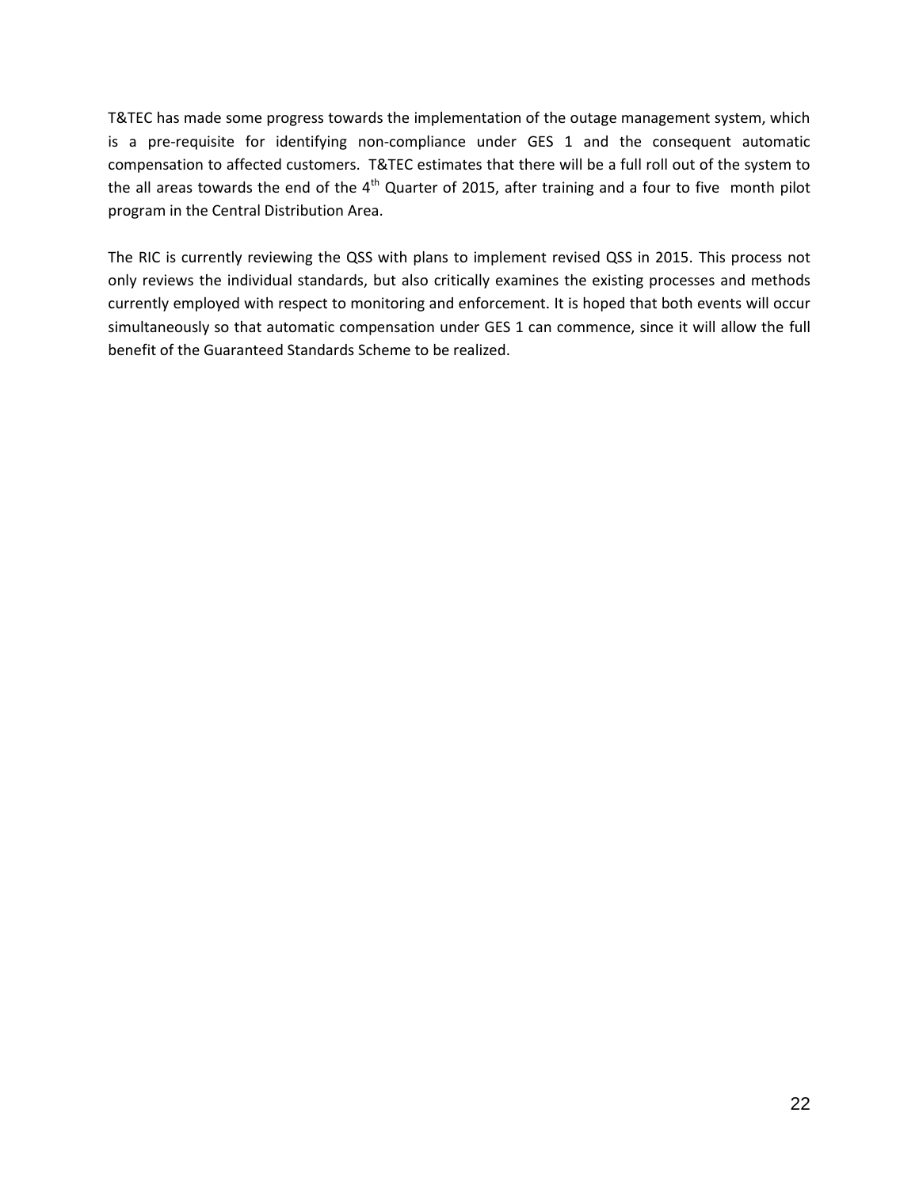T&TEC has made some progress towards the implementation of the outage management system, which is a pre-requisite for identifying non-compliance under GES 1 and the consequent automatic compensation to affected customers. T&TEC estimates that there will be a full roll out of the system to the all areas towards the end of the 4th Quarter of 2015, after training and a four to five month pilot program in the Central Distribution Area.

The RIC is currently reviewing the QSS with plans to implement revised QSS in 2015. This process not only reviews the individual standards, but also critically examines the existing processes and methods currently employed with respect to monitoring and enforcement. It is hoped that both events will occur simultaneously so that automatic compensation under GES 1 can commence, since it will allow the full benefit of the Guaranteed Standards Scheme to be realized.